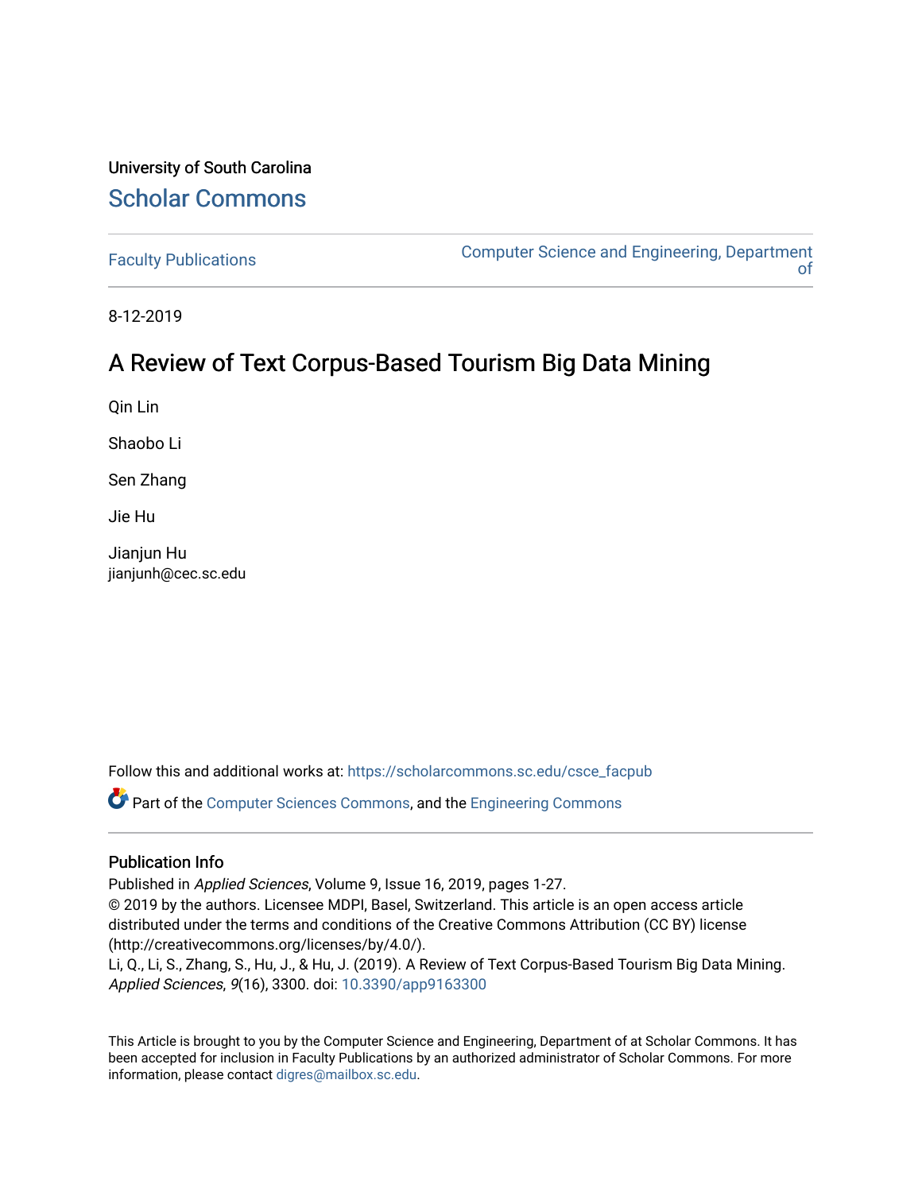University of South Carolina

# Scholar Commons

Faculty Publications

Computer Science and Engineering, Department of

8-12-2019

## A Review of Text Corpus-Based Tourism Big Data Mining

Qin Lin

Shaobo Li

Sen Zhang

Jie Hu

Jianjun Hu
jianjunh@cec.sc.edu

Follow this and additional works at: https://scholarcommons.sc.edu/csce_facpub

Part of the Computer Sciences Commons, and the Engineering Commons

### Publication Info

Published in *Applied Sciences*, Volume 9, Issue 16, 2019, pages 1-27.
© 2019 by the authors. Licensee MDPI, Basel, Switzerland. This article is an open access article distributed under the terms and conditions of the Creative Commons Attribution (CC BY) license (http://creativecommons.org/licenses/by/4.0/).
Li, Q., Li, S., Zhang, S., Hu, J., & Hu, J. (2019). A Review of Text Corpus-Based Tourism Big Data Mining. *Applied Sciences*, *9*(16), 3300. doi: 10.3390/app9163300

This Article is brought to you by the Computer Science and Engineering, Department of at Scholar Commons. It has been accepted for inclusion in Faculty Publications by an authorized administrator of Scholar Commons. For more information, please contact digres@mailbox.sc.edu.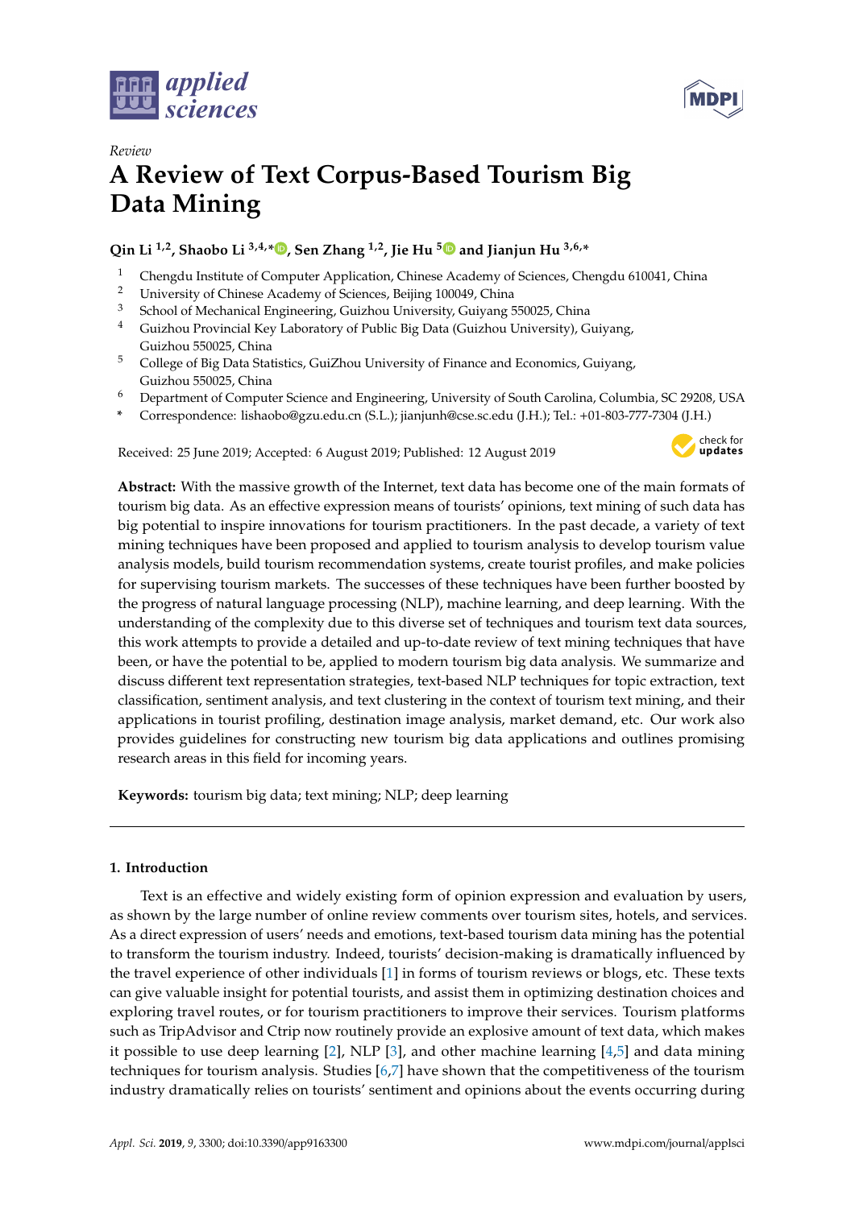applied sciences

MDPI

*Review*

# A Review of Text Corpus-Based Tourism Big Data Mining

**Qin Li [1,2], Shaobo Li [3,4,*], Sen Zhang [1,2], Jie Hu [5] and Jianjun Hu [3,6,*]**

1 Chengdu Institute of Computer Application, Chinese Academy of Sciences, Chengdu 610041, China
2 University of Chinese Academy of Sciences, Beijing 100049, China
3 School of Mechanical Engineering, Guizhou University, Guiyang 550025, China
4 Guizhou Provincial Key Laboratory of Public Big Data (Guizhou University), Guiyang, Guizhou 550025, China
5 College of Big Data Statistics, GuiZhou University of Finance and Economics, Guiyang, Guizhou 550025, China
6 Department of Computer Science and Engineering, University of South Carolina, Columbia, SC 29208, USA
* Correspondence: lishaobo@gzu.edu.cn (S.L.); jianjunh@cse.sc.edu (J.H.); Tel.: +01-803-777-7304 (J.H.)

Received: 25 June 2019; Accepted: 6 August 2019; Published: 12 August 2019

**Abstract:** With the massive growth of the Internet, text data has become one of the main formats of tourism big data. As an effective expression means of tourists' opinions, text mining of such data has big potential to inspire innovations for tourism practitioners. In the past decade, a variety of text mining techniques have been proposed and applied to tourism analysis to develop tourism value analysis models, build tourism recommendation systems, create tourist profiles, and make policies for supervising tourism markets. The successes of these techniques have been further boosted by the progress of natural language processing (NLP), machine learning, and deep learning. With the understanding of the complexity due to this diverse set of techniques and tourism text data sources, this work attempts to provide a detailed and up-to-date review of text mining techniques that have been, or have the potential to be, applied to modern tourism big data analysis. We summarize and discuss different text representation strategies, text-based NLP techniques for topic extraction, text classification, sentiment analysis, and text clustering in the context of tourism text mining, and their applications in tourist profiling, destination image analysis, market demand, etc. Our work also provides guidelines for constructing new tourism big data applications and outlines promising research areas in this field for incoming years.

**Keywords:** tourism big data; text mining; NLP; deep learning

## 1. Introduction

Text is an effective and widely existing form of opinion expression and evaluation by users, as shown by the large number of online review comments over tourism sites, hotels, and services. As a direct expression of users' needs and emotions, text-based tourism data mining has the potential to transform the tourism industry. Indeed, tourists' decision-making is dramatically influenced by the travel experience of other individuals [1] in forms of tourism reviews or blogs, etc. These texts can give valuable insight for potential tourists, and assist them in optimizing destination choices and exploring travel routes, or for tourism practitioners to improve their services. Tourism platforms such as TripAdvisor and Ctrip now routinely provide an explosive amount of text data, which makes it possible to use deep learning [2], NLP [3], and other machine learning [4,5] and data mining techniques for tourism analysis. Studies [6,7] have shown that the competitiveness of the tourism industry dramatically relies on tourists' sentiment and opinions about the events occurring during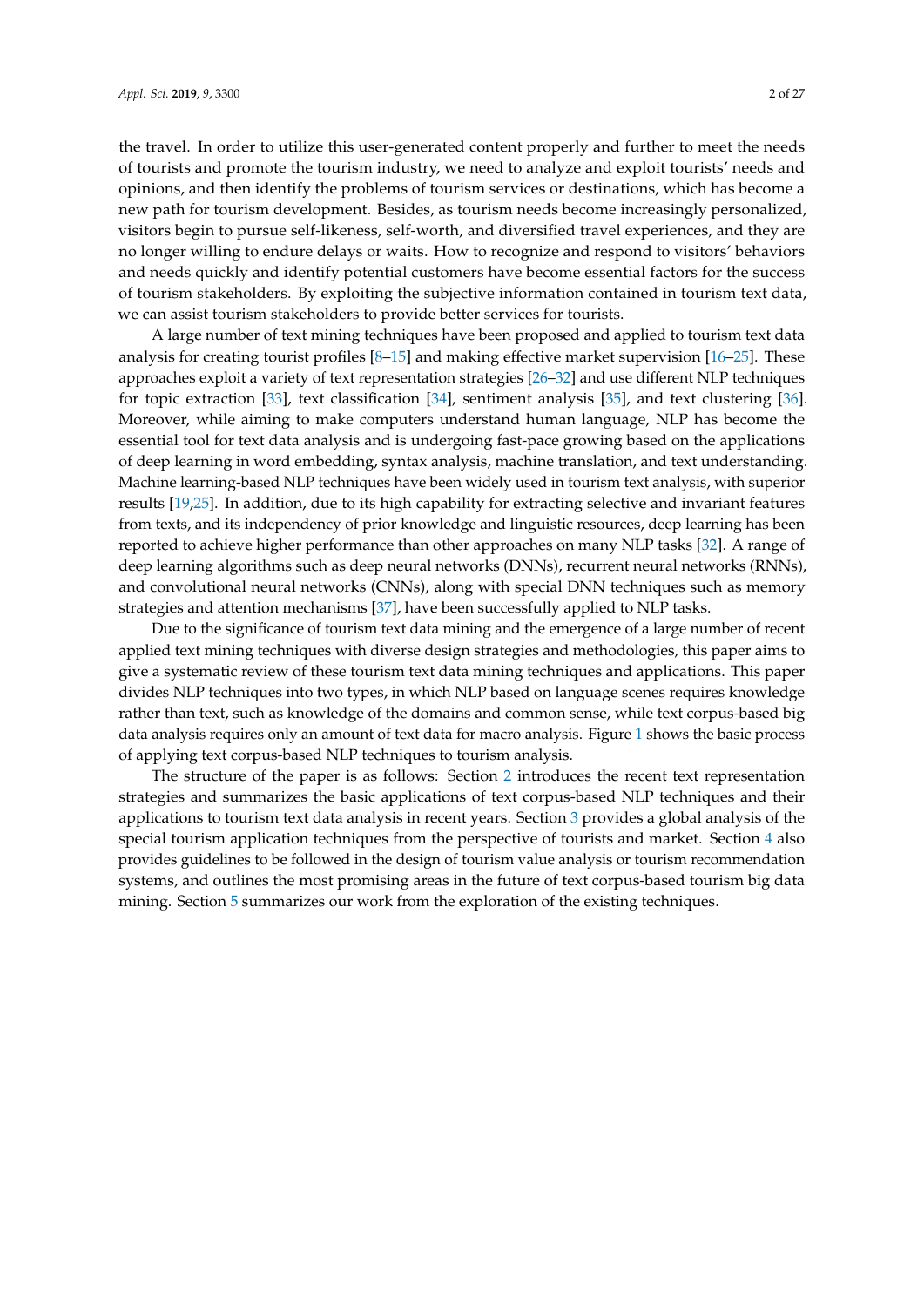the travel. In order to utilize this user-generated content properly and further to meet the needs of tourists and promote the tourism industry, we need to analyze and exploit tourists' needs and opinions, and then identify the problems of tourism services or destinations, which has become a new path for tourism development. Besides, as tourism needs become increasingly personalized, visitors begin to pursue self-likeness, self-worth, and diversified travel experiences, and they are no longer willing to endure delays or waits. How to recognize and respond to visitors' behaviors and needs quickly and identify potential customers have become essential factors for the success of tourism stakeholders. By exploiting the subjective information contained in tourism text data, we can assist tourism stakeholders to provide better services for tourists.

A large number of text mining techniques have been proposed and applied to tourism text data analysis for creating tourist profiles [8–15] and making effective market supervision [16–25]. These approaches exploit a variety of text representation strategies [26–32] and use different NLP techniques for topic extraction [33], text classification [34], sentiment analysis [35], and text clustering [36]. Moreover, while aiming to make computers understand human language, NLP has become the essential tool for text data analysis and is undergoing fast-pace growing based on the applications of deep learning in word embedding, syntax analysis, machine translation, and text understanding. Machine learning-based NLP techniques have been widely used in tourism text analysis, with superior results [19,25]. In addition, due to its high capability for extracting selective and invariant features from texts, and its independency of prior knowledge and linguistic resources, deep learning has been reported to achieve higher performance than other approaches on many NLP tasks [32]. A range of deep learning algorithms such as deep neural networks (DNNs), recurrent neural networks (RNNs), and convolutional neural networks (CNNs), along with special DNN techniques such as memory strategies and attention mechanisms [37], have been successfully applied to NLP tasks.

Due to the significance of tourism text data mining and the emergence of a large number of recent applied text mining techniques with diverse design strategies and methodologies, this paper aims to give a systematic review of these tourism text data mining techniques and applications. This paper divides NLP techniques into two types, in which NLP based on language scenes requires knowledge rather than text, such as knowledge of the domains and common sense, while text corpus-based big data analysis requires only an amount of text data for macro analysis. Figure 1 shows the basic process of applying text corpus-based NLP techniques to tourism analysis.

The structure of the paper is as follows: Section 2 introduces the recent text representation strategies and summarizes the basic applications of text corpus-based NLP techniques and their applications to tourism text data analysis in recent years. Section 3 provides a global analysis of the special tourism application techniques from the perspective of tourists and market. Section 4 also provides guidelines to be followed in the design of tourism value analysis or tourism recommendation systems, and outlines the most promising areas in the future of text corpus-based tourism big data mining. Section 5 summarizes our work from the exploration of the existing techniques.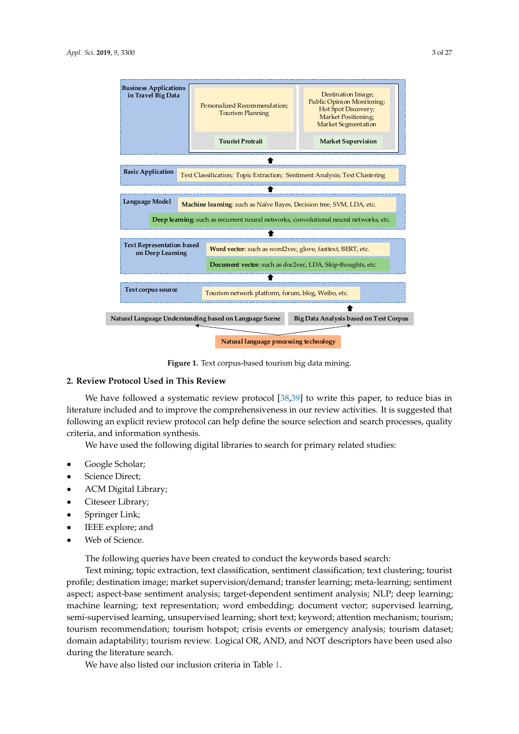**Figure 1.** Text corpus-based tourism big data mining.

## 2. Review Protocol Used in This Review

We have followed a systematic review protocol [38,39] to write this paper, to reduce bias in literature included and to improve the comprehensiveness in our review activities. It is suggested that following an explicit review protocol can help define the source selection and search processes, quality criteria, and information synthesis.

We have used the following digital libraries to search for primary related studies:

- Google Scholar;
- Science Direct;
- ACM Digital Library;
- Citeseer Library;
- Springer Link;
- IEEE explore; and
- Web of Science.

The following queries have been created to conduct the keywords based search:

Text mining; topic extraction, text classification, sentiment classification; text clustering; tourist profile; destination image; market supervision/demand; transfer learning; meta-learning; sentiment aspect; aspect-base sentiment analysis; target-dependent sentiment analysis; NLP; deep learning; machine learning; text representation; word embedding; document vector; supervised learning, semi-supervised learning, unsupervised learning; short text; keyword; attention mechanism; tourism; tourism recommendation; tourism hotspot; crisis events or emergency analysis; tourism dataset; domain adaptability; tourism review. Logical OR, AND, and NOT descriptors have been used also during the literature search.

We have also listed our inclusion criteria in Table 1.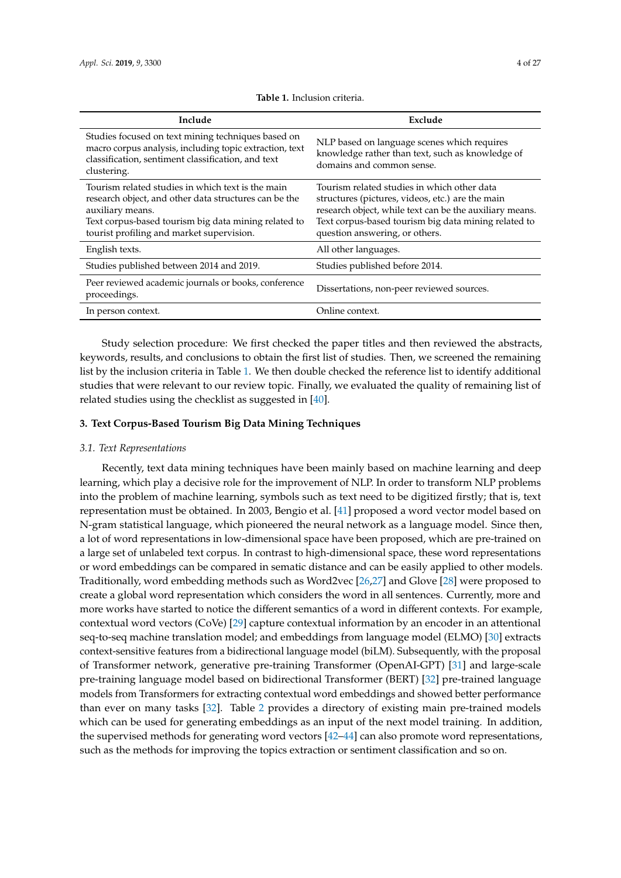**Table 1.** Inclusion criteria.

| Include | Exclude |
|---|---|
| Studies focused on text mining techniques based on macro corpus analysis, including topic extraction, text classification, sentiment classification, and text clustering. | NLP based on language scenes which requires knowledge rather than text, such as knowledge of domains and common sense. |
| Tourism related studies in which text is the main research object, and other data structures can be the auxiliary means. Text corpus-based tourism big data mining related to tourist profiling and market supervision. | Tourism related studies in which other data structures (pictures, videos, etc.) are the main research object, while text can be the auxiliary means. Text corpus-based tourism big data mining related to question answering, or others. |
| English texts. | All other languages. |
| Studies published between 2014 and 2019. | Studies published before 2014. |
| Peer reviewed academic journals or books, conference proceedings. | Dissertations, non-peer reviewed sources. |
| In person context. | Online context. |

Study selection procedure: We first checked the paper titles and then reviewed the abstracts, keywords, results, and conclusions to obtain the first list of studies. Then, we screened the remaining list by the inclusion criteria in Table 1. We then double checked the reference list to identify additional studies that were relevant to our review topic. Finally, we evaluated the quality of remaining list of related studies using the checklist as suggested in [40].

## 3. Text Corpus-Based Tourism Big Data Mining Techniques

### 3.1. Text Representations

Recently, text data mining techniques have been mainly based on machine learning and deep learning, which play a decisive role for the improvement of NLP. In order to transform NLP problems into the problem of machine learning, symbols such as text need to be digitized firstly; that is, text representation must be obtained. In 2003, Bengio et al. [41] proposed a word vector model based on N-gram statistical language, which pioneered the neural network as a language model. Since then, a lot of word representations in low-dimensional space have been proposed, which are pre-trained on a large set of unlabeled text corpus. In contrast to high-dimensional space, these word representations or word embeddings can be compared in sematic distance and can be easily applied to other models. Traditionally, word embedding methods such as Word2vec [26,27] and Glove [28] were proposed to create a global word representation which considers the word in all sentences. Currently, more and more works have started to notice the different semantics of a word in different contexts. For example, contextual word vectors (CoVe) [29] capture contextual information by an encoder in an attentional seq-to-seq machine translation model; and embeddings from language model (ELMO) [30] extracts context-sensitive features from a bidirectional language model (biLM). Subsequently, with the proposal of Transformer network, generative pre-training Transformer (OpenAI-GPT) [31] and large-scale pre-training language model based on bidirectional Transformer (BERT) [32] pre-trained language models from Transformers for extracting contextual word embeddings and showed better performance than ever on many tasks [32]. Table 2 provides a directory of existing main pre-trained models which can be used for generating embeddings as an input of the next model training. In addition, the supervised methods for generating word vectors [42–44] can also promote word representations, such as the methods for improving the topics extraction or sentiment classification and so on.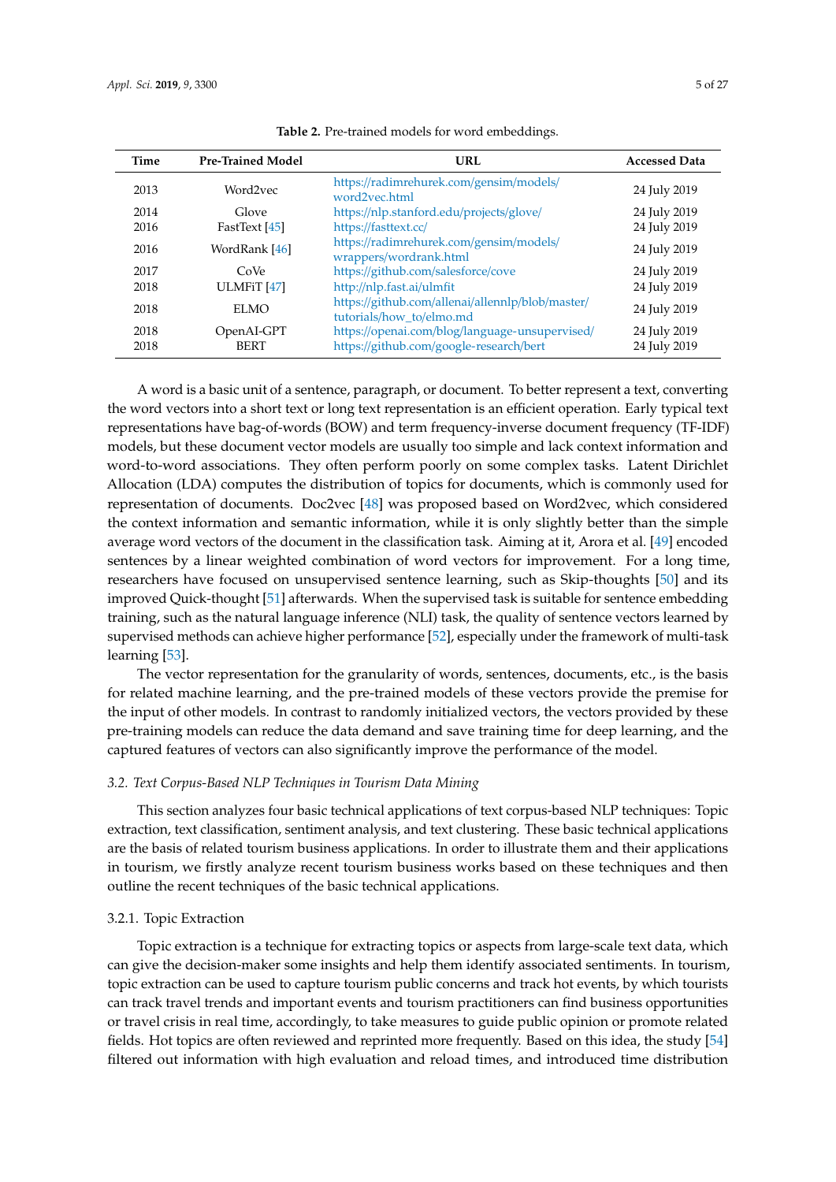**Table 2.** Pre-trained models for word embeddings.

| Time | Pre-Trained Model | URL | Accessed Data |
|---|---|---|---|
| 2013 | Word2vec | https://radimrehurek.com/gensim/models/word2vec.html | 24 July 2019 |
| 2014 | Glove | https://nlp.stanford.edu/projects/glove/ | 24 July 2019 |
| 2016 | FastText [45] | https://fasttext.cc/ | 24 July 2019 |
| 2016 | WordRank [46] | https://radimrehurek.com/gensim/models/wrappers/wordrank.html | 24 July 2019 |
| 2017 | CoVe | https://github.com/salesforce/cove | 24 July 2019 |
| 2018 | ULMFiT [47] | http://nlp.fast.ai/ulmfit | 24 July 2019 |
| 2018 | ELMO | https://github.com/allenai/allennlp/blob/master/tutorials/how_to/elmo.md | 24 July 2019 |
| 2018 | OpenAI-GPT | https://openai.com/blog/language-unsupervised/ | 24 July 2019 |
| 2018 | BERT | https://github.com/google-research/bert | 24 July 2019 |

A word is a basic unit of a sentence, paragraph, or document. To better represent a text, converting the word vectors into a short text or long text representation is an efficient operation. Early typical text representations have bag-of-words (BOW) and term frequency-inverse document frequency (TF-IDF) models, but these document vector models are usually too simple and lack context information and word-to-word associations. They often perform poorly on some complex tasks. Latent Dirichlet Allocation (LDA) computes the distribution of topics for documents, which is commonly used for representation of documents. Doc2vec [48] was proposed based on Word2vec, which considered the context information and semantic information, while it is only slightly better than the simple average word vectors of the document in the classification task. Aiming at it, Arora et al. [49] encoded sentences by a linear weighted combination of word vectors for improvement. For a long time, researchers have focused on unsupervised sentence learning, such as Skip-thoughts [50] and its improved Quick-thought [51] afterwards. When the supervised task is suitable for sentence embedding training, such as the natural language inference (NLI) task, the quality of sentence vectors learned by supervised methods can achieve higher performance [52], especially under the framework of multi-task learning [53].

The vector representation for the granularity of words, sentences, documents, etc., is the basis for related machine learning, and the pre-trained models of these vectors provide the premise for the input of other models. In contrast to randomly initialized vectors, the vectors provided by these pre-training models can reduce the data demand and save training time for deep learning, and the captured features of vectors can also significantly improve the performance of the model.

### *3.2. Text Corpus-Based NLP Techniques in Tourism Data Mining*

This section analyzes four basic technical applications of text corpus-based NLP techniques: Topic extraction, text classification, sentiment analysis, and text clustering. These basic technical applications are the basis of related tourism business applications. In order to illustrate them and their applications in tourism, we firstly analyze recent tourism business works based on these techniques and then outline the recent techniques of the basic technical applications.

#### 3.2.1. Topic Extraction

Topic extraction is a technique for extracting topics or aspects from large-scale text data, which can give the decision-maker some insights and help them identify associated sentiments. In tourism, topic extraction can be used to capture tourism public concerns and track hot events, by which tourists can track travel trends and important events and tourism practitioners can find business opportunities or travel crisis in real time, accordingly, to take measures to guide public opinion or promote related fields. Hot topics are often reviewed and reprinted more frequently. Based on this idea, the study [54] filtered out information with high evaluation and reload times, and introduced time distribution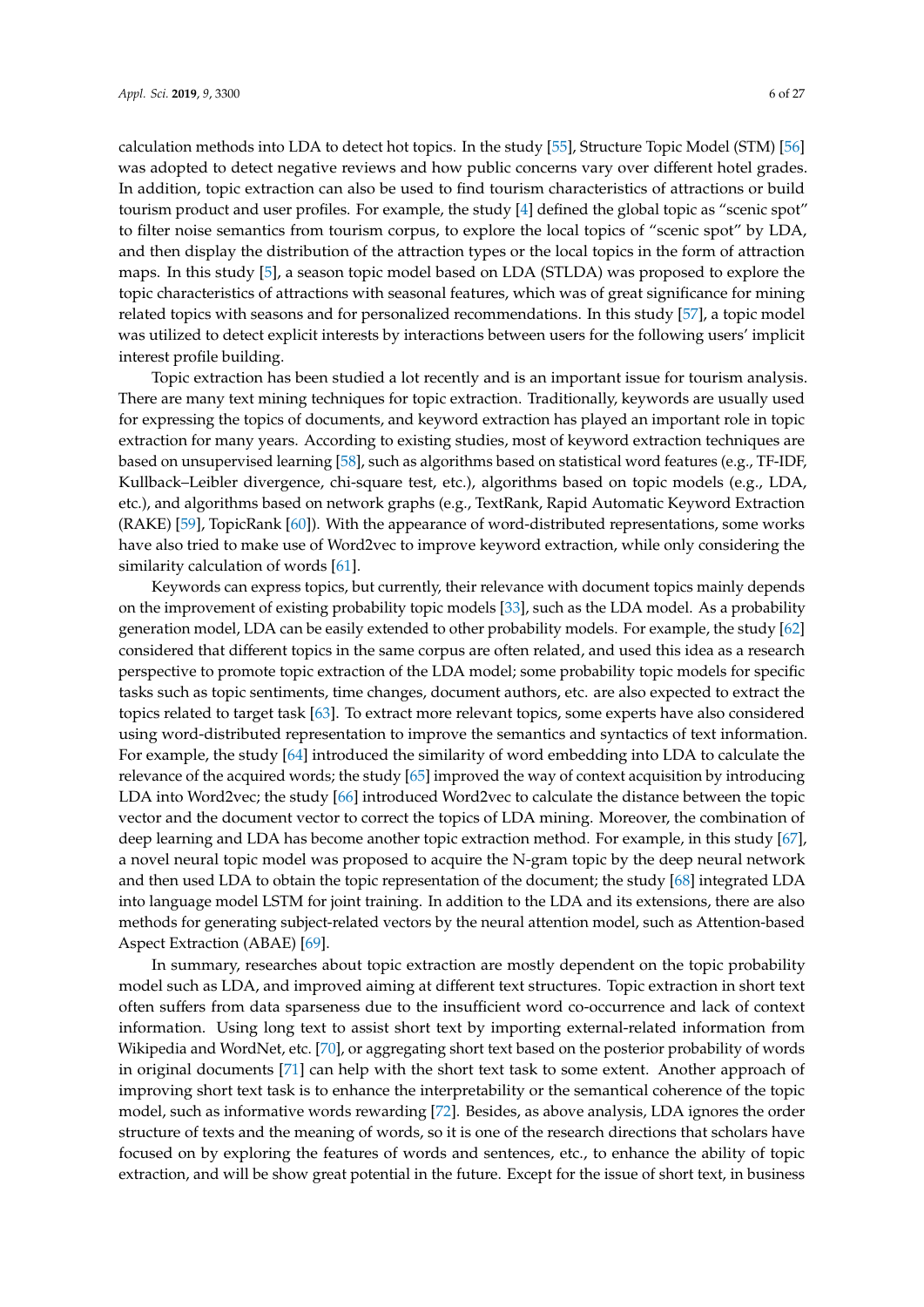calculation methods into LDA to detect hot topics. In the study [55], Structure Topic Model (STM) [56] was adopted to detect negative reviews and how public concerns vary over different hotel grades. In addition, topic extraction can also be used to find tourism characteristics of attractions or build tourism product and user profiles. For example, the study [4] defined the global topic as "scenic spot" to filter noise semantics from tourism corpus, to explore the local topics of "scenic spot" by LDA, and then display the distribution of the attraction types or the local topics in the form of attraction maps. In this study [5], a season topic model based on LDA (STLDA) was proposed to explore the topic characteristics of attractions with seasonal features, which was of great significance for mining related topics with seasons and for personalized recommendations. In this study [57], a topic model was utilized to detect explicit interests by interactions between users for the following users' implicit interest profile building.

Topic extraction has been studied a lot recently and is an important issue for tourism analysis. There are many text mining techniques for topic extraction. Traditionally, keywords are usually used for expressing the topics of documents, and keyword extraction has played an important role in topic extraction for many years. According to existing studies, most of keyword extraction techniques are based on unsupervised learning [58], such as algorithms based on statistical word features (e.g., TF-IDF, Kullback–Leibler divergence, chi-square test, etc.), algorithms based on topic models (e.g., LDA, etc.), and algorithms based on network graphs (e.g., TextRank, Rapid Automatic Keyword Extraction (RAKE) [59], TopicRank [60]). With the appearance of word-distributed representations, some works have also tried to make use of Word2vec to improve keyword extraction, while only considering the similarity calculation of words [61].

Keywords can express topics, but currently, their relevance with document topics mainly depends on the improvement of existing probability topic models [33], such as the LDA model. As a probability generation model, LDA can be easily extended to other probability models. For example, the study [62] considered that different topics in the same corpus are often related, and used this idea as a research perspective to promote topic extraction of the LDA model; some probability topic models for specific tasks such as topic sentiments, time changes, document authors, etc. are also expected to extract the topics related to target task [63]. To extract more relevant topics, some experts have also considered using word-distributed representation to improve the semantics and syntactics of text information. For example, the study [64] introduced the similarity of word embedding into LDA to calculate the relevance of the acquired words; the study [65] improved the way of context acquisition by introducing LDA into Word2vec; the study [66] introduced Word2vec to calculate the distance between the topic vector and the document vector to correct the topics of LDA mining. Moreover, the combination of deep learning and LDA has become another topic extraction method. For example, in this study [67], a novel neural topic model was proposed to acquire the N-gram topic by the deep neural network and then used LDA to obtain the topic representation of the document; the study [68] integrated LDA into language model LSTM for joint training. In addition to the LDA and its extensions, there are also methods for generating subject-related vectors by the neural attention model, such as Attention-based Aspect Extraction (ABAE) [69].

In summary, researches about topic extraction are mostly dependent on the topic probability model such as LDA, and improved aiming at different text structures. Topic extraction in short text often suffers from data sparseness due to the insufficient word co-occurrence and lack of context information. Using long text to assist short text by importing external-related information from Wikipedia and WordNet, etc. [70], or aggregating short text based on the posterior probability of words in original documents [71] can help with the short text task to some extent. Another approach of improving short text task is to enhance the interpretability or the semantical coherence of the topic model, such as informative words rewarding [72]. Besides, as above analysis, LDA ignores the order structure of texts and the meaning of words, so it is one of the research directions that scholars have focused on by exploring the features of words and sentences, etc., to enhance the ability of topic extraction, and will be show great potential in the future. Except for the issue of short text, in business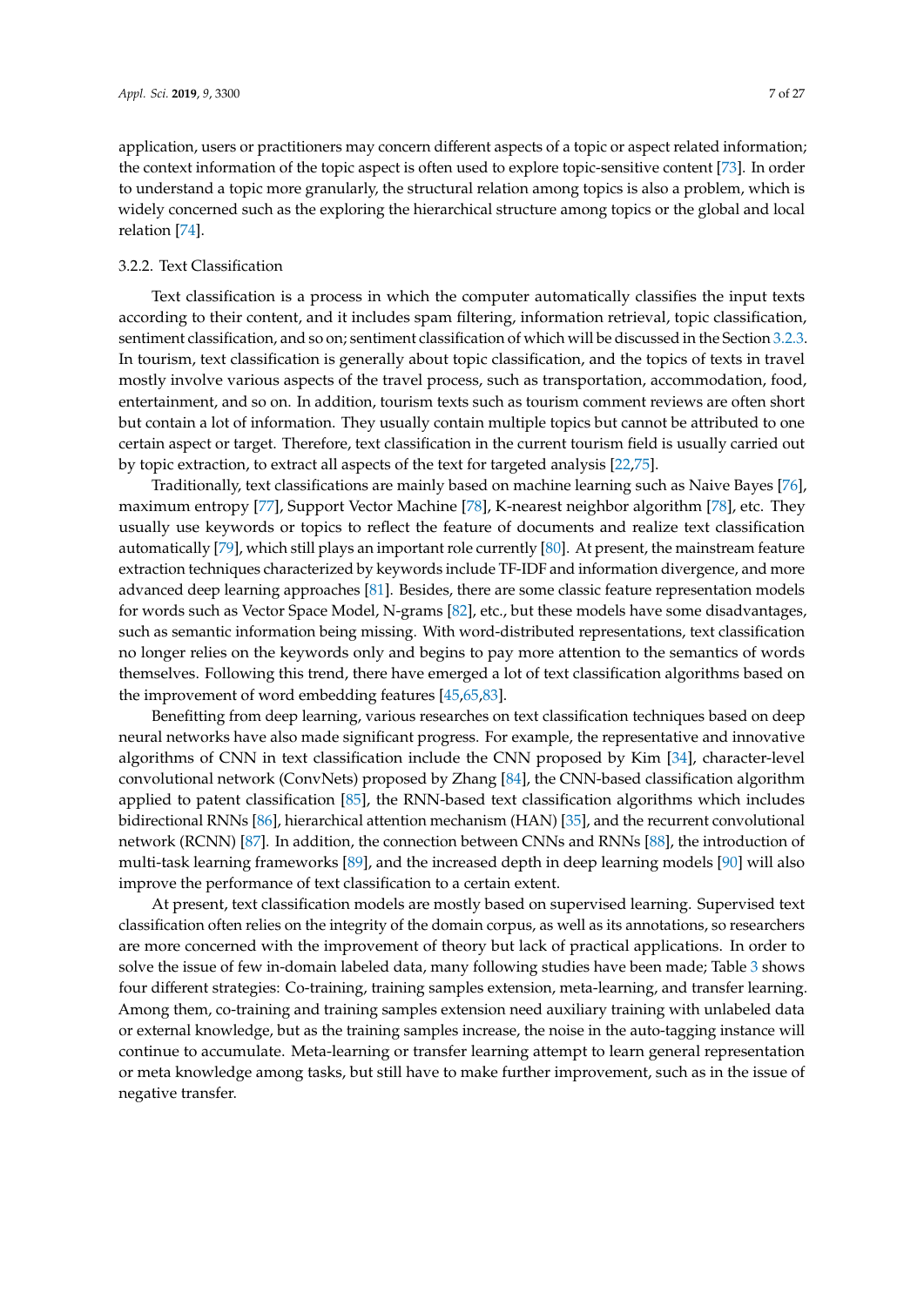application, users or practitioners may concern different aspects of a topic or aspect related information; the context information of the topic aspect is often used to explore topic-sensitive content [73]. In order to understand a topic more granularly, the structural relation among topics is also a problem, which is widely concerned such as the exploring the hierarchical structure among topics or the global and local relation [74].

#### 3.2.2. Text Classification

Text classification is a process in which the computer automatically classifies the input texts according to their content, and it includes spam filtering, information retrieval, topic classification, sentiment classification, and so on; sentiment classification of which will be discussed in the Section 3.2.3. In tourism, text classification is generally about topic classification, and the topics of texts in travel mostly involve various aspects of the travel process, such as transportation, accommodation, food, entertainment, and so on. In addition, tourism texts such as tourism comment reviews are often short but contain a lot of information. They usually contain multiple topics but cannot be attributed to one certain aspect or target. Therefore, text classification in the current tourism field is usually carried out by topic extraction, to extract all aspects of the text for targeted analysis [22,75].

Traditionally, text classifications are mainly based on machine learning such as Naive Bayes [76], maximum entropy [77], Support Vector Machine [78], K-nearest neighbor algorithm [78], etc. They usually use keywords or topics to reflect the feature of documents and realize text classification automatically [79], which still plays an important role currently [80]. At present, the mainstream feature extraction techniques characterized by keywords include TF-IDF and information divergence, and more advanced deep learning approaches [81]. Besides, there are some classic feature representation models for words such as Vector Space Model, N-grams [82], etc., but these models have some disadvantages, such as semantic information being missing. With word-distributed representations, text classification no longer relies on the keywords only and begins to pay more attention to the semantics of words themselves. Following this trend, there have emerged a lot of text classification algorithms based on the improvement of word embedding features [45,65,83].

Benefitting from deep learning, various researches on text classification techniques based on deep neural networks have also made significant progress. For example, the representative and innovative algorithms of CNN in text classification include the CNN proposed by Kim [34], character-level convolutional network (ConvNets) proposed by Zhang [84], the CNN-based classification algorithm applied to patent classification [85], the RNN-based text classification algorithms which includes bidirectional RNNs [86], hierarchical attention mechanism (HAN) [35], and the recurrent convolutional network (RCNN) [87]. In addition, the connection between CNNs and RNNs [88], the introduction of multi-task learning frameworks [89], and the increased depth in deep learning models [90] will also improve the performance of text classification to a certain extent.

At present, text classification models are mostly based on supervised learning. Supervised text classification often relies on the integrity of the domain corpus, as well as its annotations, so researchers are more concerned with the improvement of theory but lack of practical applications. In order to solve the issue of few in-domain labeled data, many following studies have been made; Table 3 shows four different strategies: Co-training, training samples extension, meta-learning, and transfer learning. Among them, co-training and training samples extension need auxiliary training with unlabeled data or external knowledge, but as the training samples increase, the noise in the auto-tagging instance will continue to accumulate. Meta-learning or transfer learning attempt to learn general representation or meta knowledge among tasks, but still have to make further improvement, such as in the issue of negative transfer.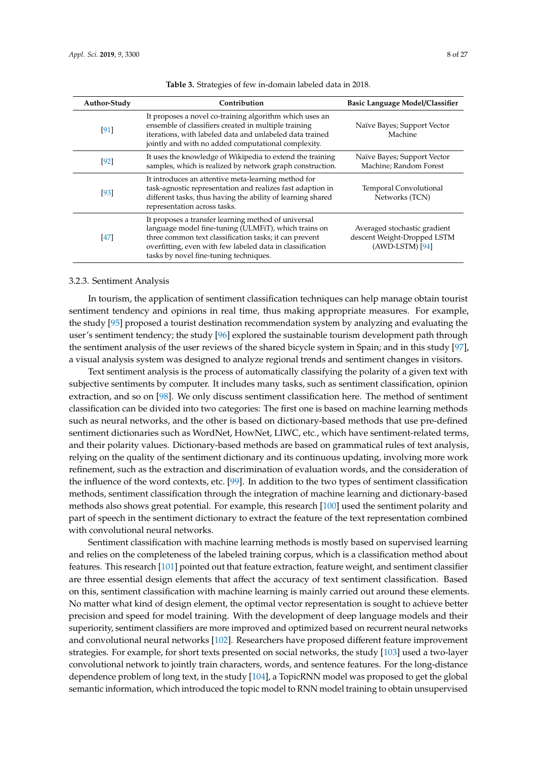**Table 3.** Strategies of few in-domain labeled data in 2018.

| Author-Study | Contribution | Basic Language Model/Classifier |
| --- | --- | --- |
| [91] | It proposes a novel co-training algorithm which uses an ensemble of classifiers created in multiple training iterations, with labeled data and unlabeled data trained jointly and with no added computational complexity. | Naïve Bayes; Support Vector Machine |
| [92] | It uses the knowledge of Wikipedia to extend the training samples, which is realized by network graph construction. | Naïve Bayes; Support Vector Machine; Random Forest |
| [93] | It introduces an attentive meta-learning method for task-agnostic representation and realizes fast adaption in different tasks, thus having the ability of learning shared representation across tasks. | Temporal Convolutional Networks (TCN) |
| [47] | It proposes a transfer learning method of universal language model fine-tuning (ULMFiT), which trains on three common text classification tasks; it can prevent overfitting, even with few labeled data in classification tasks by novel fine-tuning techniques. | Averaged stochastic gradient descent Weight-Dropped LSTM (AWD-LSTM) [94] |

### 3.2.3. Sentiment Analysis

In tourism, the application of sentiment classification techniques can help manage obtain tourist sentiment tendency and opinions in real time, thus making appropriate measures. For example, the study [95] proposed a tourist destination recommendation system by analyzing and evaluating the user's sentiment tendency; the study [96] explored the sustainable tourism development path through the sentiment analysis of the user reviews of the shared bicycle system in Spain; and in this study [97], a visual analysis system was designed to analyze regional trends and sentiment changes in visitors.

Text sentiment analysis is the process of automatically classifying the polarity of a given text with subjective sentiments by computer. It includes many tasks, such as sentiment classification, opinion extraction, and so on [98]. We only discuss sentiment classification here. The method of sentiment classification can be divided into two categories: The first one is based on machine learning methods such as neural networks, and the other is based on dictionary-based methods that use pre-defined sentiment dictionaries such as WordNet, HowNet, LIWC, etc., which have sentiment-related terms, and their polarity values. Dictionary-based methods are based on grammatical rules of text analysis, relying on the quality of the sentiment dictionary and its continuous updating, involving more work refinement, such as the extraction and discrimination of evaluation words, and the consideration of the influence of the word contexts, etc. [99]. In addition to the two types of sentiment classification methods, sentiment classification through the integration of machine learning and dictionary-based methods also shows great potential. For example, this research [100] used the sentiment polarity and part of speech in the sentiment dictionary to extract the feature of the text representation combined with convolutional neural networks.

Sentiment classification with machine learning methods is mostly based on supervised learning and relies on the completeness of the labeled training corpus, which is a classification method about features. This research [101] pointed out that feature extraction, feature weight, and sentiment classifier are three essential design elements that affect the accuracy of text sentiment classification. Based on this, sentiment classification with machine learning is mainly carried out around these elements. No matter what kind of design element, the optimal vector representation is sought to achieve better precision and speed for model training. With the development of deep language models and their superiority, sentiment classifiers are more improved and optimized based on recurrent neural networks and convolutional neural networks [102]. Researchers have proposed different feature improvement strategies. For example, for short texts presented on social networks, the study [103] used a two-layer convolutional network to jointly train characters, words, and sentence features. For the long-distance dependence problem of long text, in the study [104], a TopicRNN model was proposed to get the global semantic information, which introduced the topic model to RNN model training to obtain unsupervised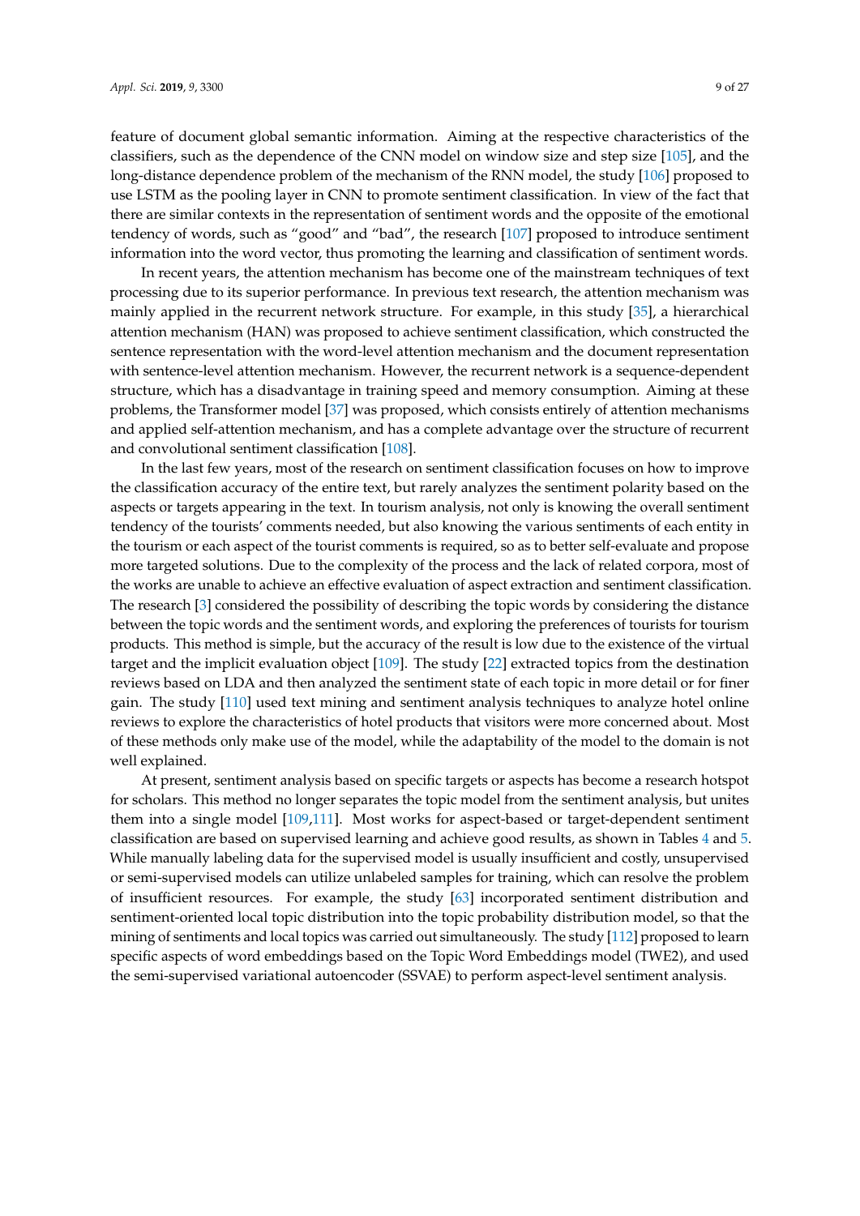feature of document global semantic information. Aiming at the respective characteristics of the classifiers, such as the dependence of the CNN model on window size and step size [105], and the long-distance dependence problem of the mechanism of the RNN model, the study [106] proposed to use LSTM as the pooling layer in CNN to promote sentiment classification. In view of the fact that there are similar contexts in the representation of sentiment words and the opposite of the emotional tendency of words, such as "good" and "bad", the research [107] proposed to introduce sentiment information into the word vector, thus promoting the learning and classification of sentiment words.

In recent years, the attention mechanism has become one of the mainstream techniques of text processing due to its superior performance. In previous text research, the attention mechanism was mainly applied in the recurrent network structure. For example, in this study [35], a hierarchical attention mechanism (HAN) was proposed to achieve sentiment classification, which constructed the sentence representation with the word-level attention mechanism and the document representation with sentence-level attention mechanism. However, the recurrent network is a sequence-dependent structure, which has a disadvantage in training speed and memory consumption. Aiming at these problems, the Transformer model [37] was proposed, which consists entirely of attention mechanisms and applied self-attention mechanism, and has a complete advantage over the structure of recurrent and convolutional sentiment classification [108].

In the last few years, most of the research on sentiment classification focuses on how to improve the classification accuracy of the entire text, but rarely analyzes the sentiment polarity based on the aspects or targets appearing in the text. In tourism analysis, not only is knowing the overall sentiment tendency of the tourists' comments needed, but also knowing the various sentiments of each entity in the tourism or each aspect of the tourist comments is required, so as to better self-evaluate and propose more targeted solutions. Due to the complexity of the process and the lack of related corpora, most of the works are unable to achieve an effective evaluation of aspect extraction and sentiment classification. The research [3] considered the possibility of describing the topic words by considering the distance between the topic words and the sentiment words, and exploring the preferences of tourists for tourism products. This method is simple, but the accuracy of the result is low due to the existence of the virtual target and the implicit evaluation object [109]. The study [22] extracted topics from the destination reviews based on LDA and then analyzed the sentiment state of each topic in more detail or for finer gain. The study [110] used text mining and sentiment analysis techniques to analyze hotel online reviews to explore the characteristics of hotel products that visitors were more concerned about. Most of these methods only make use of the model, while the adaptability of the model to the domain is not well explained.

At present, sentiment analysis based on specific targets or aspects has become a research hotspot for scholars. This method no longer separates the topic model from the sentiment analysis, but unites them into a single model [109,111]. Most works for aspect-based or target-dependent sentiment classification are based on supervised learning and achieve good results, as shown in Tables 4 and 5. While manually labeling data for the supervised model is usually insufficient and costly, unsupervised or semi-supervised models can utilize unlabeled samples for training, which can resolve the problem of insufficient resources. For example, the study [63] incorporated sentiment distribution and sentiment-oriented local topic distribution into the topic probability distribution model, so that the mining of sentiments and local topics was carried out simultaneously. The study [112] proposed to learn specific aspects of word embeddings based on the Topic Word Embeddings model (TWE2), and used the semi-supervised variational autoencoder (SSVAE) to perform aspect-level sentiment analysis.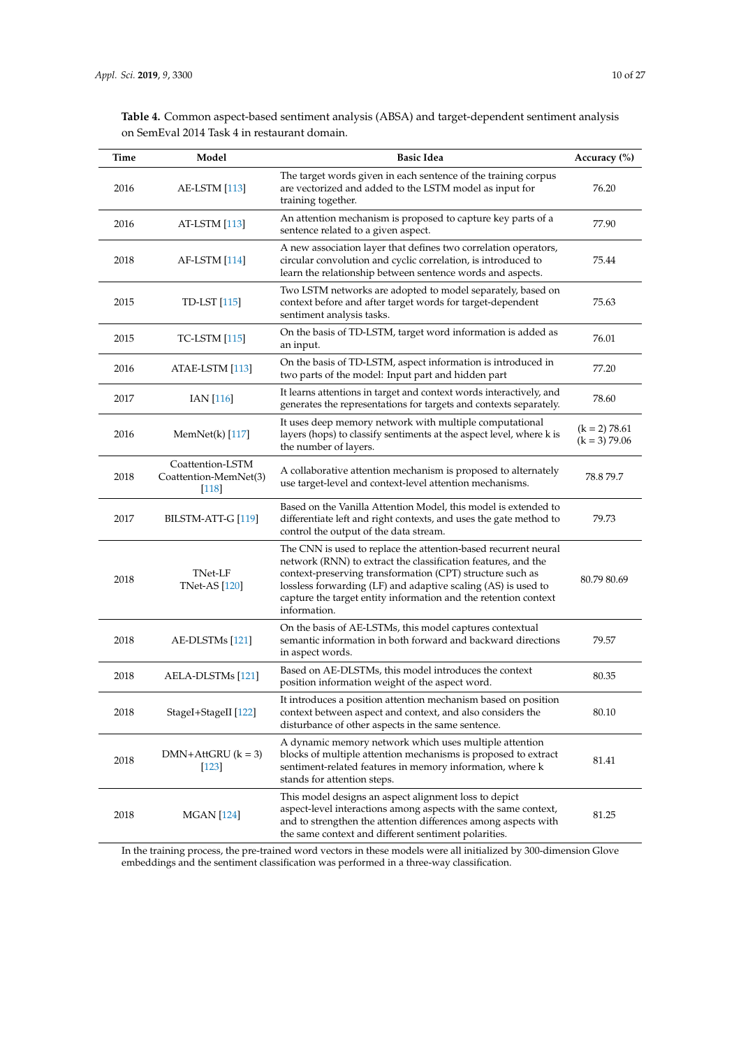**Table 4.** Common aspect-based sentiment analysis (ABSA) and target-dependent sentiment analysis on SemEval 2014 Task 4 in restaurant domain.

| Time | Model | Basic Idea | Accuracy (%) |
|---|---|---|---|
| 2016 | AE-LSTM [113] | The target words given in each sentence of the training corpus are vectorized and added to the LSTM model as input for training together. | 76.20 |
| 2016 | AT-LSTM [113] | An attention mechanism is proposed to capture key parts of a sentence related to a given aspect. | 77.90 |
| 2018 | AF-LSTM [114] | A new association layer that defines two correlation operators, circular convolution and cyclic correlation, is introduced to learn the relationship between sentence words and aspects. | 75.44 |
| 2015 | TD-LST [115] | Two LSTM networks are adopted to model separately, based on context before and after target words for target-dependent sentiment analysis tasks. | 75.63 |
| 2015 | TC-LSTM [115] | On the basis of TD-LSTM, target word information is added as an input. | 76.01 |
| 2016 | ATAE-LSTM [113] | On the basis of TD-LSTM, aspect information is introduced in two parts of the model: Input part and hidden part | 77.20 |
| 2017 | IAN [116] | It learns attentions in target and context words interactively, and generates the representations for targets and contexts separately. | 78.60 |
| 2016 | MemNet(k) [117] | It uses deep memory network with multiple computational layers (hops) to classify sentiments at the aspect level, where k is the number of layers. | (k = 2) 78.61 (k = 3) 79.06 |
| 2018 | Coattention-LSTM Coattention-MemNet(3) [118] | A collaborative attention mechanism is proposed to alternately use target-level and context-level attention mechanisms. | 78.8 79.7 |
| 2017 | BILSTM-ATT-G [119] | Based on the Vanilla Attention Model, this model is extended to differentiate left and right contexts, and uses the gate method to control the output of the data stream. | 79.73 |
| 2018 | TNet-LF TNet-AS [120] | The CNN is used to replace the attention-based recurrent neural network (RNN) to extract the classification features, and the context-preserving transformation (CPT) structure such as lossless forwarding (LF) and adaptive scaling (AS) is used to capture the target entity information and the retention context information. | 80.79 80.69 |
| 2018 | AE-DLSTMs [121] | On the basis of AE-LSTMs, this model captures contextual semantic information in both forward and backward directions in aspect words. | 79.57 |
| 2018 | AELA-DLSTMs [121] | Based on AE-DLSTMs, this model introduces the context position information weight of the aspect word. | 80.35 |
| 2018 | StageI+StageII [122] | It introduces a position attention mechanism based on position context between aspect and context, and also considers the disturbance of other aspects in the same sentence. | 80.10 |
| 2018 | DMN+AttGRU (k = 3) [123] | A dynamic memory network which uses multiple attention blocks of multiple attention mechanisms is proposed to extract sentiment-related features in memory information, where k stands for attention steps. | 81.41 |
| 2018 | MGAN [124] | This model designs an aspect alignment loss to depict aspect-level interactions among aspects with the same context, and to strengthen the attention differences among aspects with the same context and different sentiment polarities. | 81.25 |

In the training process, the pre-trained word vectors in these models were all initialized by 300-dimension Glove embeddings and the sentiment classification was performed in a three-way classification.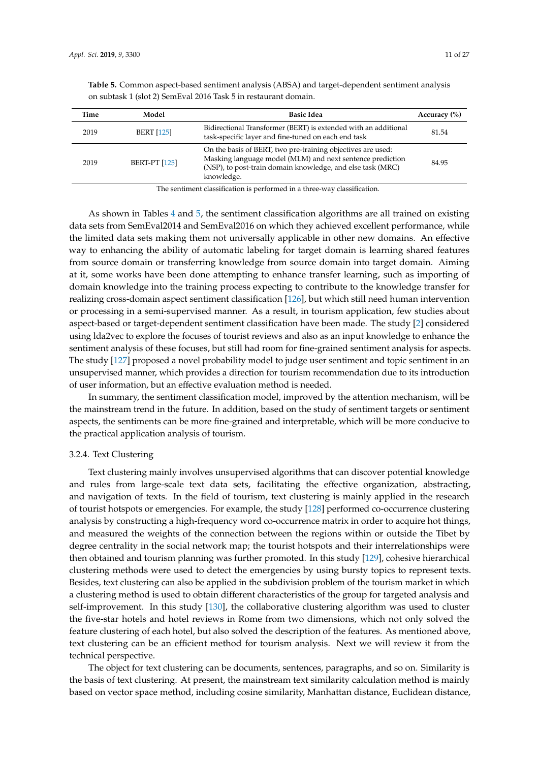**Table 5.** Common aspect-based sentiment analysis (ABSA) and target-dependent sentiment analysis on subtask 1 (slot 2) SemEval 2016 Task 5 in restaurant domain.

| Time | Model | Basic Idea | Accuracy (%) |
|---|---|---|---|
| 2019 | BERT [125] | Bidirectional Transformer (BERT) is extended with an additional task-specific layer and fine-tuned on each end task | 81.54 |
| 2019 | BERT-PT [125] | On the basis of BERT, two pre-training objectives are used: Masking language model (MLM) and next sentence prediction (NSP), to post-train domain knowledge, and else task (MRC) knowledge. | 84.95 |

The sentiment classification is performed in a three-way classification.

As shown in Tables 4 and 5, the sentiment classification algorithms are all trained on existing data sets from SemEval2014 and SemEval2016 on which they achieved excellent performance, while the limited data sets making them not universally applicable in other new domains. An effective way to enhancing the ability of automatic labeling for target domain is learning shared features from source domain or transferring knowledge from source domain into target domain. Aiming at it, some works have been done attempting to enhance transfer learning, such as importing of domain knowledge into the training process expecting to contribute to the knowledge transfer for realizing cross-domain aspect sentiment classification [126], but which still need human intervention or processing in a semi-supervised manner. As a result, in tourism application, few studies about aspect-based or target-dependent sentiment classification have been made. The study [2] considered using lda2vec to explore the focuses of tourist reviews and also as an input knowledge to enhance the sentiment analysis of these focuses, but still had room for fine-grained sentiment analysis for aspects. The study [127] proposed a novel probability model to judge user sentiment and topic sentiment in an unsupervised manner, which provides a direction for tourism recommendation due to its introduction of user information, but an effective evaluation method is needed.

In summary, the sentiment classification model, improved by the attention mechanism, will be the mainstream trend in the future. In addition, based on the study of sentiment targets or sentiment aspects, the sentiments can be more fine-grained and interpretable, which will be more conducive to the practical application analysis of tourism.

#### 3.2.4. Text Clustering

Text clustering mainly involves unsupervised algorithms that can discover potential knowledge and rules from large-scale text data sets, facilitating the effective organization, abstracting, and navigation of texts. In the field of tourism, text clustering is mainly applied in the research of tourist hotspots or emergencies. For example, the study [128] performed co-occurrence clustering analysis by constructing a high-frequency word co-occurrence matrix in order to acquire hot things, and measured the weights of the connection between the regions within or outside the Tibet by degree centrality in the social network map; the tourist hotspots and their interrelationships were then obtained and tourism planning was further promoted. In this study [129], cohesive hierarchical clustering methods were used to detect the emergencies by using bursty topics to represent texts. Besides, text clustering can also be applied in the subdivision problem of the tourism market in which a clustering method is used to obtain different characteristics of the group for targeted analysis and self-improvement. In this study [130], the collaborative clustering algorithm was used to cluster the five-star hotels and hotel reviews in Rome from two dimensions, which not only solved the feature clustering of each hotel, but also solved the description of the features. As mentioned above, text clustering can be an efficient method for tourism analysis. Next we will review it from the technical perspective.

The object for text clustering can be documents, sentences, paragraphs, and so on. Similarity is the basis of text clustering. At present, the mainstream text similarity calculation method is mainly based on vector space method, including cosine similarity, Manhattan distance, Euclidean distance,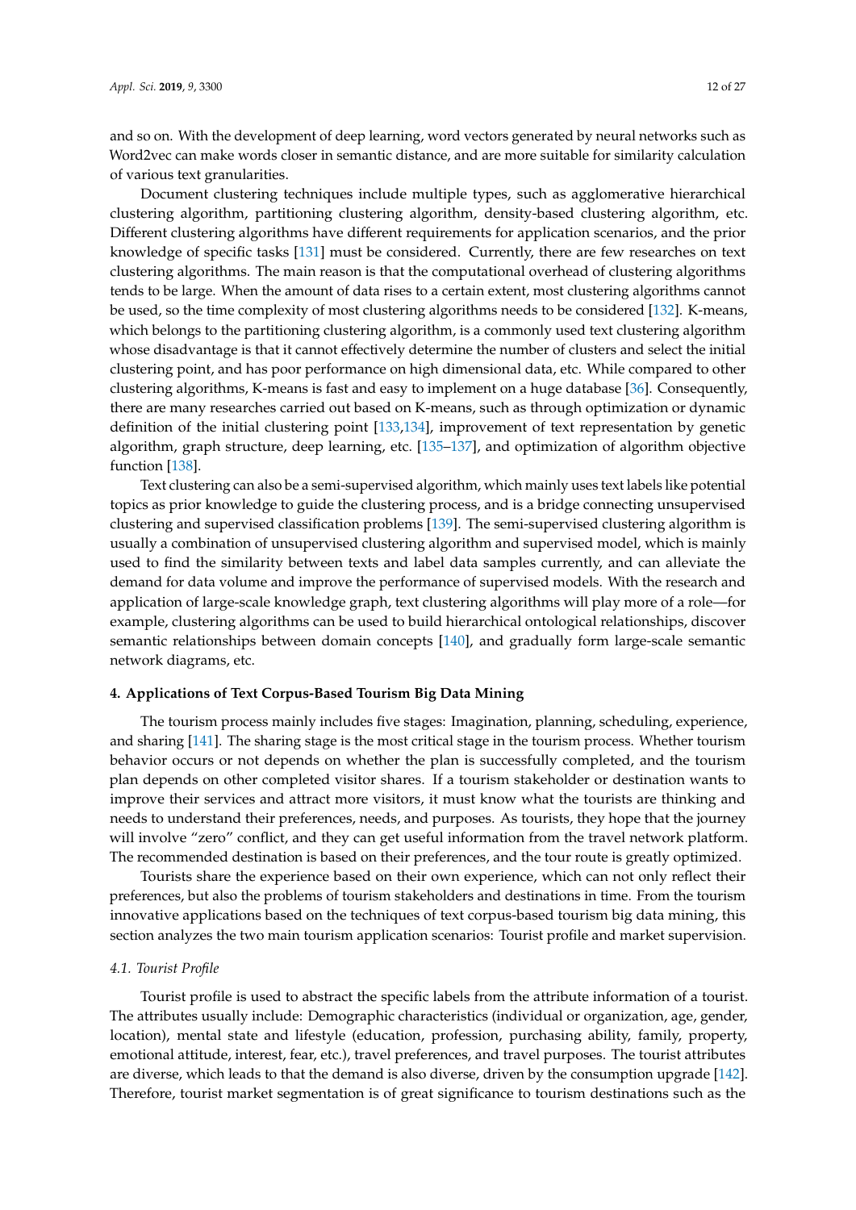and so on. With the development of deep learning, word vectors generated by neural networks such as Word2vec can make words closer in semantic distance, and are more suitable for similarity calculation of various text granularities.

Document clustering techniques include multiple types, such as agglomerative hierarchical clustering algorithm, partitioning clustering algorithm, density-based clustering algorithm, etc. Different clustering algorithms have different requirements for application scenarios, and the prior knowledge of specific tasks [131] must be considered. Currently, there are few researches on text clustering algorithms. The main reason is that the computational overhead of clustering algorithms tends to be large. When the amount of data rises to a certain extent, most clustering algorithms cannot be used, so the time complexity of most clustering algorithms needs to be considered [132]. K-means, which belongs to the partitioning clustering algorithm, is a commonly used text clustering algorithm whose disadvantage is that it cannot effectively determine the number of clusters and select the initial clustering point, and has poor performance on high dimensional data, etc. While compared to other clustering algorithms, K-means is fast and easy to implement on a huge database [36]. Consequently, there are many researches carried out based on K-means, such as through optimization or dynamic definition of the initial clustering point [133,134], improvement of text representation by genetic algorithm, graph structure, deep learning, etc. [135–137], and optimization of algorithm objective function [138].

Text clustering can also be a semi-supervised algorithm, which mainly uses text labels like potential topics as prior knowledge to guide the clustering process, and is a bridge connecting unsupervised clustering and supervised classification problems [139]. The semi-supervised clustering algorithm is usually a combination of unsupervised clustering algorithm and supervised model, which is mainly used to find the similarity between texts and label data samples currently, and can alleviate the demand for data volume and improve the performance of supervised models. With the research and application of large-scale knowledge graph, text clustering algorithms will play more of a role—for example, clustering algorithms can be used to build hierarchical ontological relationships, discover semantic relationships between domain concepts [140], and gradually form large-scale semantic network diagrams, etc.

## 4. Applications of Text Corpus-Based Tourism Big Data Mining

The tourism process mainly includes five stages: Imagination, planning, scheduling, experience, and sharing [141]. The sharing stage is the most critical stage in the tourism process. Whether tourism behavior occurs or not depends on whether the plan is successfully completed, and the tourism plan depends on other completed visitor shares. If a tourism stakeholder or destination wants to improve their services and attract more visitors, it must know what the tourists are thinking and needs to understand their preferences, needs, and purposes. As tourists, they hope that the journey will involve "zero" conflict, and they can get useful information from the travel network platform. The recommended destination is based on their preferences, and the tour route is greatly optimized.

Tourists share the experience based on their own experience, which can not only reflect their preferences, but also the problems of tourism stakeholders and destinations in time. From the tourism innovative applications based on the techniques of text corpus-based tourism big data mining, this section analyzes the two main tourism application scenarios: Tourist profile and market supervision.

### *4.1. Tourist Profile*

Tourist profile is used to abstract the specific labels from the attribute information of a tourist. The attributes usually include: Demographic characteristics (individual or organization, age, gender, location), mental state and lifestyle (education, profession, purchasing ability, family, property, emotional attitude, interest, fear, etc.), travel preferences, and travel purposes. The tourist attributes are diverse, which leads to that the demand is also diverse, driven by the consumption upgrade [142]. Therefore, tourist market segmentation is of great significance to tourism destinations such as the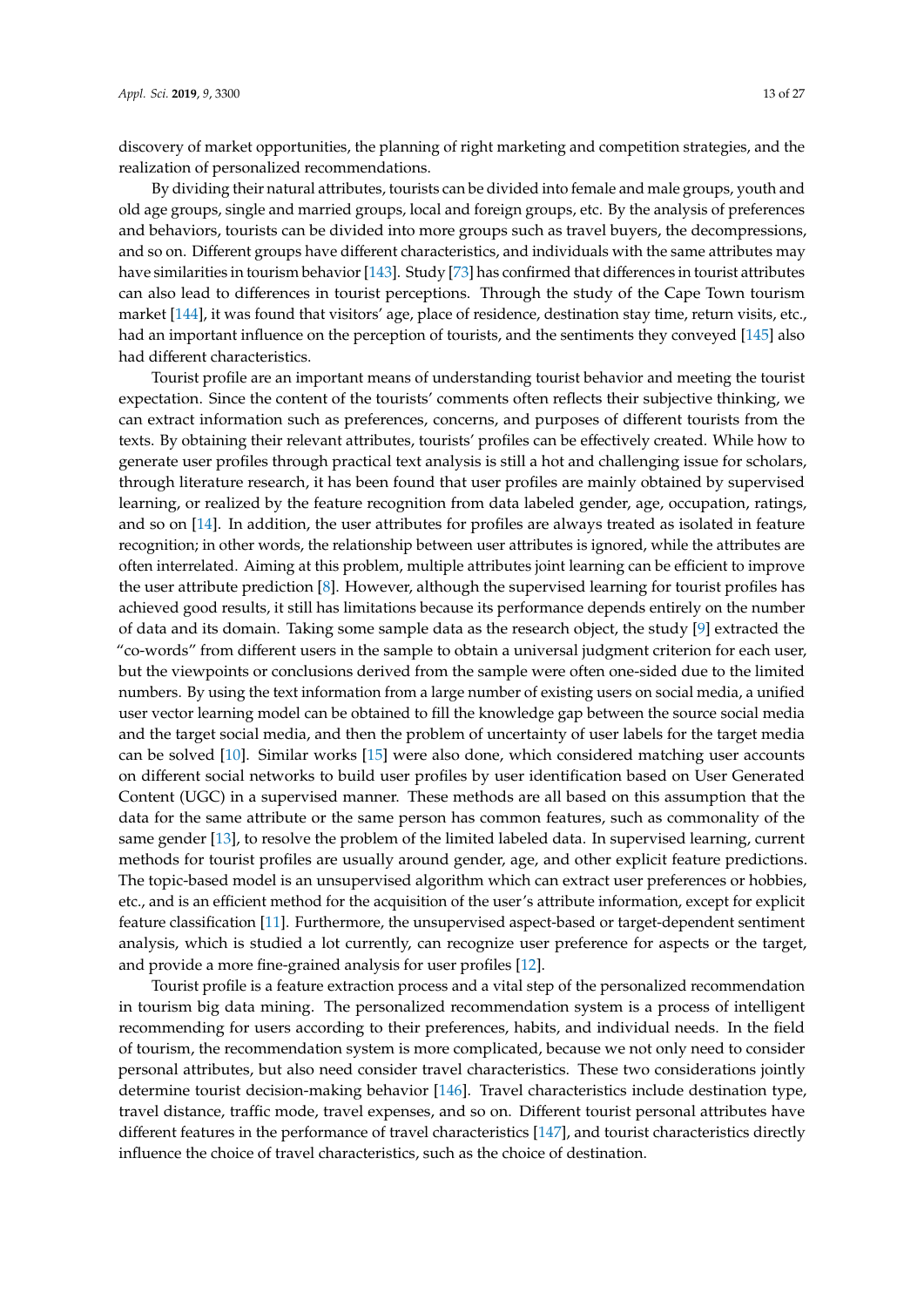discovery of market opportunities, the planning of right marketing and competition strategies, and the realization of personalized recommendations.

By dividing their natural attributes, tourists can be divided into female and male groups, youth and old age groups, single and married groups, local and foreign groups, etc. By the analysis of preferences and behaviors, tourists can be divided into more groups such as travel buyers, the decompressions, and so on. Different groups have different characteristics, and individuals with the same attributes may have similarities in tourism behavior [143]. Study [73] has confirmed that differences in tourist attributes can also lead to differences in tourist perceptions. Through the study of the Cape Town tourism market [144], it was found that visitors' age, place of residence, destination stay time, return visits, etc., had an important influence on the perception of tourists, and the sentiments they conveyed [145] also had different characteristics.

Tourist profile are an important means of understanding tourist behavior and meeting the tourist expectation. Since the content of the tourists' comments often reflects their subjective thinking, we can extract information such as preferences, concerns, and purposes of different tourists from the texts. By obtaining their relevant attributes, tourists' profiles can be effectively created. While how to generate user profiles through practical text analysis is still a hot and challenging issue for scholars, through literature research, it has been found that user profiles are mainly obtained by supervised learning, or realized by the feature recognition from data labeled gender, age, occupation, ratings, and so on [14]. In addition, the user attributes for profiles are always treated as isolated in feature recognition; in other words, the relationship between user attributes is ignored, while the attributes are often interrelated. Aiming at this problem, multiple attributes joint learning can be efficient to improve the user attribute prediction [8]. However, although the supervised learning for tourist profiles has achieved good results, it still has limitations because its performance depends entirely on the number of data and its domain. Taking some sample data as the research object, the study [9] extracted the "co-words" from different users in the sample to obtain a universal judgment criterion for each user, but the viewpoints or conclusions derived from the sample were often one-sided due to the limited numbers. By using the text information from a large number of existing users on social media, a unified user vector learning model can be obtained to fill the knowledge gap between the source social media and the target social media, and then the problem of uncertainty of user labels for the target media can be solved [10]. Similar works [15] were also done, which considered matching user accounts on different social networks to build user profiles by user identification based on User Generated Content (UGC) in a supervised manner. These methods are all based on this assumption that the data for the same attribute or the same person has common features, such as commonality of the same gender [13], to resolve the problem of the limited labeled data. In supervised learning, current methods for tourist profiles are usually around gender, age, and other explicit feature predictions. The topic-based model is an unsupervised algorithm which can extract user preferences or hobbies, etc., and is an efficient method for the acquisition of the user's attribute information, except for explicit feature classification [11]. Furthermore, the unsupervised aspect-based or target-dependent sentiment analysis, which is studied a lot currently, can recognize user preference for aspects or the target, and provide a more fine-grained analysis for user profiles [12].

Tourist profile is a feature extraction process and a vital step of the personalized recommendation in tourism big data mining. The personalized recommendation system is a process of intelligent recommending for users according to their preferences, habits, and individual needs. In the field of tourism, the recommendation system is more complicated, because we not only need to consider personal attributes, but also need consider travel characteristics. These two considerations jointly determine tourist decision-making behavior [146]. Travel characteristics include destination type, travel distance, traffic mode, travel expenses, and so on. Different tourist personal attributes have different features in the performance of travel characteristics [147], and tourist characteristics directly influence the choice of travel characteristics, such as the choice of destination.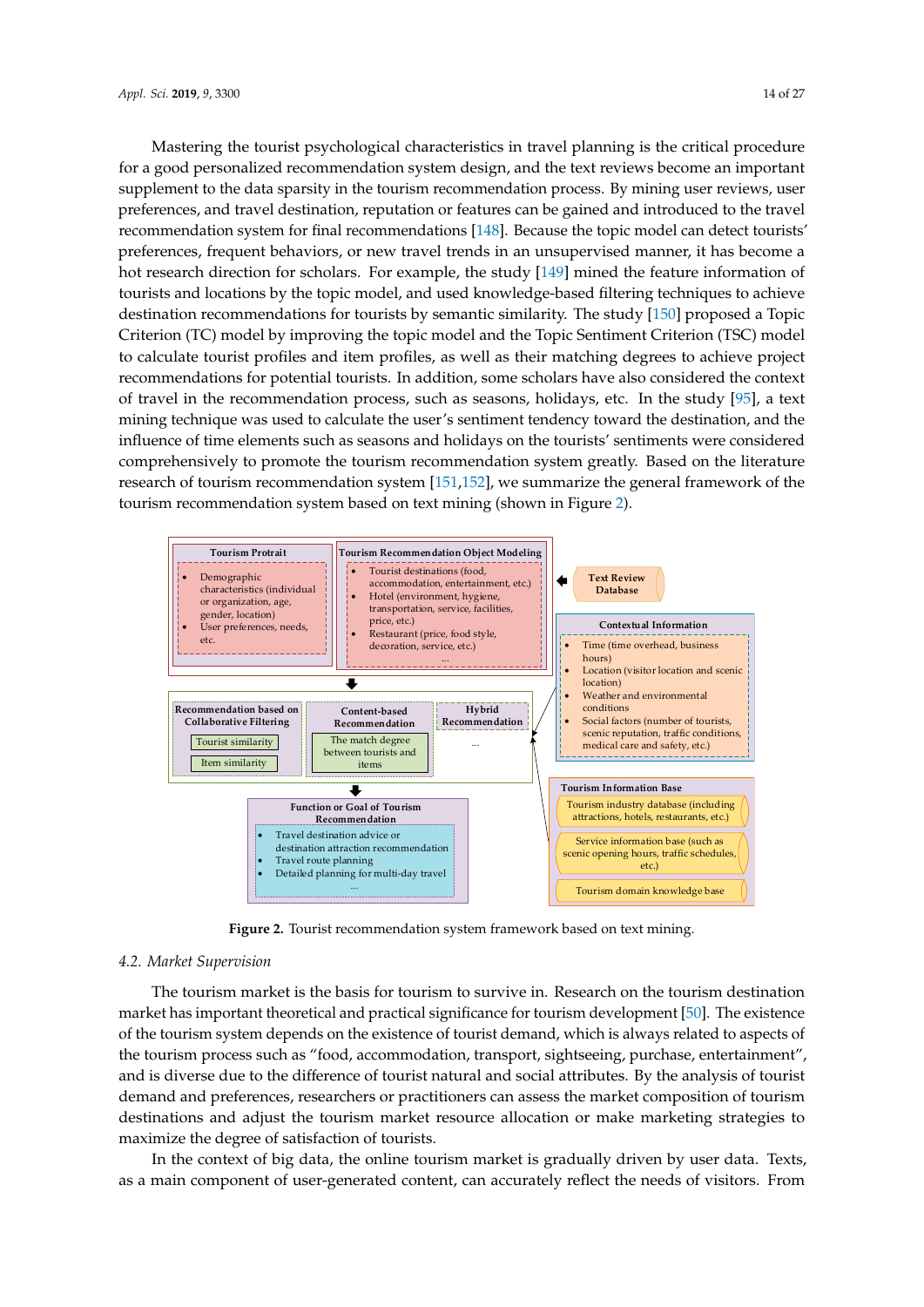Mastering the tourist psychological characteristics in travel planning is the critical procedure for a good personalized recommendation system design, and the text reviews become an important supplement to the data sparsity in the tourism recommendation process. By mining user reviews, user preferences, and travel destination, reputation or features can be gained and introduced to the travel recommendation system for final recommendations [148]. Because the topic model can detect tourists' preferences, frequent behaviors, or new travel trends in an unsupervised manner, it has become a hot research direction for scholars. For example, the study [149] mined the feature information of tourists and locations by the topic model, and used knowledge-based filtering techniques to achieve destination recommendations for tourists by semantic similarity. The study [150] proposed a Topic Criterion (TC) model by improving the topic model and the Topic Sentiment Criterion (TSC) model to calculate tourist profiles and item profiles, as well as their matching degrees to achieve project recommendations for potential tourists. In addition, some scholars have also considered the context of travel in the recommendation process, such as seasons, holidays, etc. In the study [95], a text mining technique was used to calculate the user's sentiment tendency toward the destination, and the influence of time elements such as seasons and holidays on the tourists' sentiments were considered comprehensively to promote the tourism recommendation system greatly. Based on the literature research of tourism recommendation system [151,152], we summarize the general framework of the tourism recommendation system based on text mining (shown in Figure 2).

**Figure 2.** Tourist recommendation system framework based on text mining.

## 4.2. Market Supervision

The tourism market is the basis for tourism to survive in. Research on the tourism destination market has important theoretical and practical significance for tourism development [50]. The existence of the tourism system depends on the existence of tourist demand, which is always related to aspects of the tourism process such as "food, accommodation, transport, sightseeing, purchase, entertainment", and is diverse due to the difference of tourist natural and social attributes. By the analysis of tourist demand and preferences, researchers or practitioners can assess the market composition of tourism destinations and adjust the tourism market resource allocation or make marketing strategies to maximize the degree of satisfaction of tourists.

In the context of big data, the online tourism market is gradually driven by user data. Texts, as a main component of user-generated content, can accurately reflect the needs of visitors. From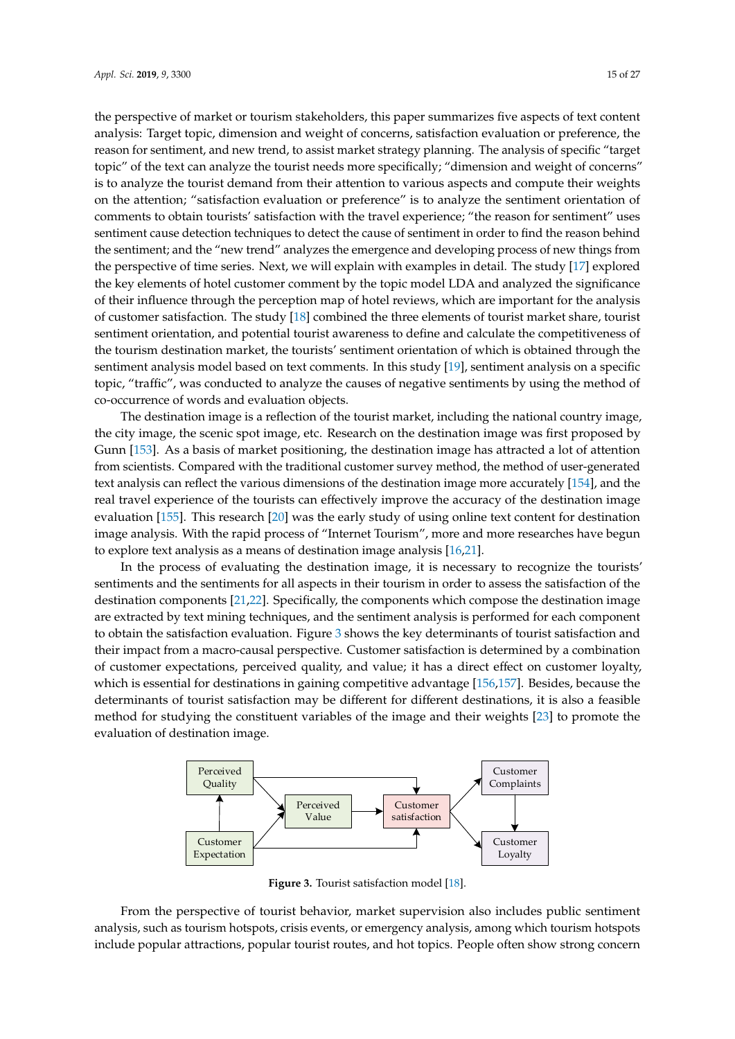the perspective of market or tourism stakeholders, this paper summarizes five aspects of text content analysis: Target topic, dimension and weight of concerns, satisfaction evaluation or preference, the reason for sentiment, and new trend, to assist market strategy planning. The analysis of specific "target topic" of the text can analyze the tourist needs more specifically; "dimension and weight of concerns" is to analyze the tourist demand from their attention to various aspects and compute their weights on the attention; "satisfaction evaluation or preference" is to analyze the sentiment orientation of comments to obtain tourists' satisfaction with the travel experience; "the reason for sentiment" uses sentiment cause detection techniques to detect the cause of sentiment in order to find the reason behind the sentiment; and the "new trend" analyzes the emergence and developing process of new things from the perspective of time series. Next, we will explain with examples in detail. The study [17] explored the key elements of hotel customer comment by the topic model LDA and analyzed the significance of their influence through the perception map of hotel reviews, which are important for the analysis of customer satisfaction. The study [18] combined the three elements of tourist market share, tourist sentiment orientation, and potential tourist awareness to define and calculate the competitiveness of the tourism destination market, the tourists' sentiment orientation of which is obtained through the sentiment analysis model based on text comments. In this study [19], sentiment analysis on a specific topic, "traffic", was conducted to analyze the causes of negative sentiments by using the method of co-occurrence of words and evaluation objects.

The destination image is a reflection of the tourist market, including the national country image, the city image, the scenic spot image, etc. Research on the destination image was first proposed by Gunn [153]. As a basis of market positioning, the destination image has attracted a lot of attention from scientists. Compared with the traditional customer survey method, the method of user-generated text analysis can reflect the various dimensions of the destination image more accurately [154], and the real travel experience of the tourists can effectively improve the accuracy of the destination image evaluation [155]. This research [20] was the early study of using online text content for destination image analysis. With the rapid process of "Internet Tourism", more and more researches have begun to explore text analysis as a means of destination image analysis [16,21].

In the process of evaluating the destination image, it is necessary to recognize the tourists' sentiments and the sentiments for all aspects in their tourism in order to assess the satisfaction of the destination components [21,22]. Specifically, the components which compose the destination image are extracted by text mining techniques, and the sentiment analysis is performed for each component to obtain the satisfaction evaluation. Figure 3 shows the key determinants of tourist satisfaction and their impact from a macro-causal perspective. Customer satisfaction is determined by a combination of customer expectations, perceived quality, and value; it has a direct effect on customer loyalty, which is essential for destinations in gaining competitive advantage [156,157]. Besides, because the determinants of tourist satisfaction may be different for different destinations, it is also a feasible method for studying the constituent variables of the image and their weights [23] to promote the evaluation of destination image.

Perceived Quality | Perceived Value | Customer satisfaction | Customer Complaints | Customer Expectation | Customer Loyalty

**Figure 3.** Tourist satisfaction model [18].

From the perspective of tourist behavior, market supervision also includes public sentiment analysis, such as tourism hotspots, crisis events, or emergency analysis, among which tourism hotspots include popular attractions, popular tourist routes, and hot topics. People often show strong concern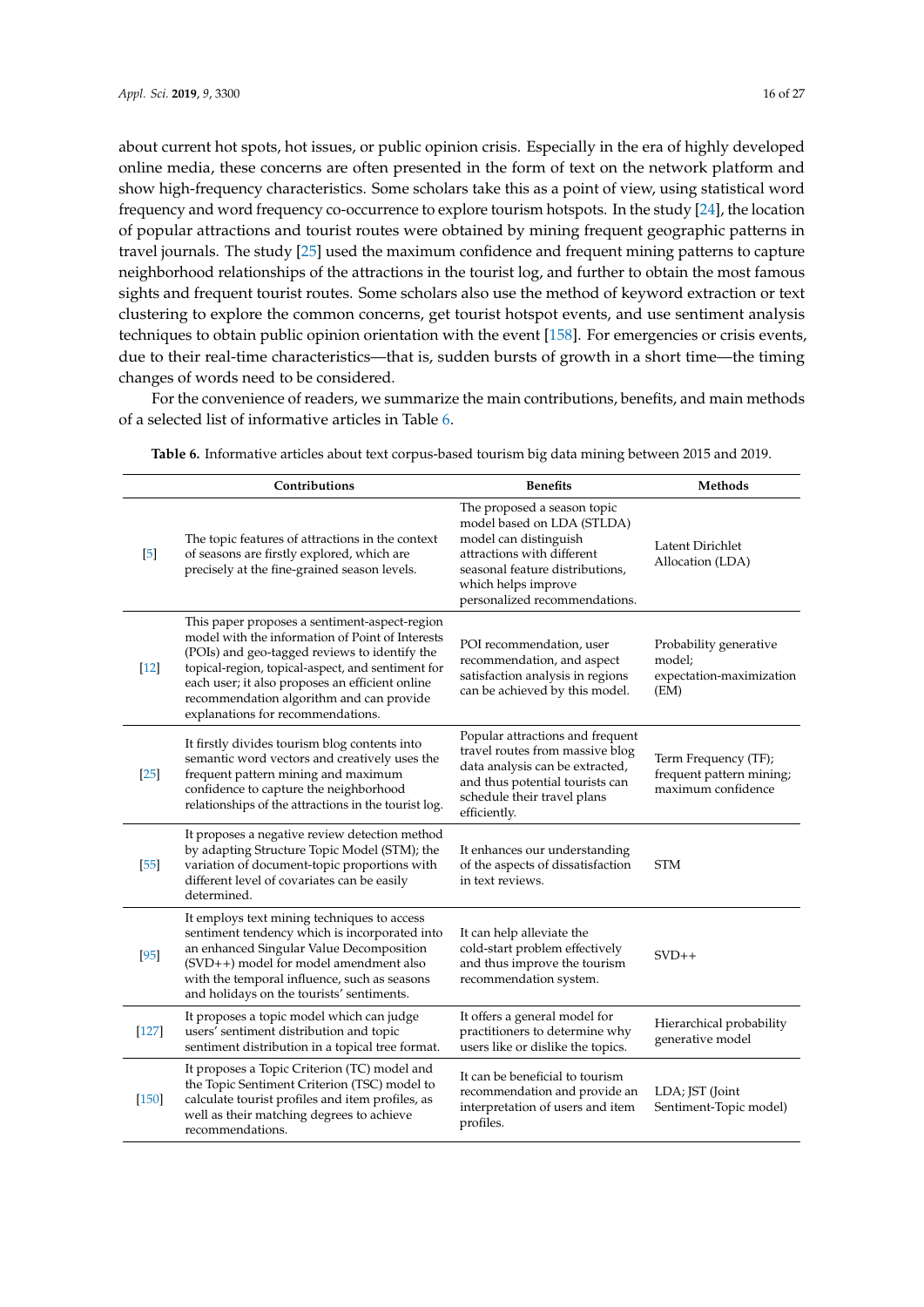about current hot spots, hot issues, or public opinion crisis. Especially in the era of highly developed online media, these concerns are often presented in the form of text on the network platform and show high-frequency characteristics. Some scholars take this as a point of view, using statistical word frequency and word frequency co-occurrence to explore tourism hotspots. In the study [24], the location of popular attractions and tourist routes were obtained by mining frequent geographic patterns in travel journals. The study [25] used the maximum confidence and frequent mining patterns to capture neighborhood relationships of the attractions in the tourist log, and further to obtain the most famous sights and frequent tourist routes. Some scholars also use the method of keyword extraction or text clustering to explore the common concerns, get tourist hotspot events, and use sentiment analysis techniques to obtain public opinion orientation with the event [158]. For emergencies or crisis events, due to their real-time characteristics—that is, sudden bursts of growth in a short time—the timing changes of words need to be considered.

For the convenience of readers, we summarize the main contributions, benefits, and main methods of a selected list of informative articles in Table 6.

**Table 6.** Informative articles about text corpus-based tourism big data mining between 2015 and 2019.

| | Contributions | Benefits | Methods |
|---|---|---|---|
| [5] | The topic features of attractions in the context of seasons are firstly explored, which are precisely at the fine-grained season levels. | The proposed a season topic model based on LDA (STLDA) model can distinguish attractions with different seasonal feature distributions, which helps improve personalized recommendations. | Latent Dirichlet Allocation (LDA) |
| [12] | This paper proposes a sentiment-aspect-region model with the information of Point of Interests (POIs) and geo-tagged reviews to identify the topical-region, topical-aspect, and sentiment for each user; it also proposes an efficient online recommendation algorithm and can provide explanations for recommendations. | POI recommendation, user recommendation, and aspect satisfaction analysis in regions can be achieved by this model. | Probability generative model; expectation-maximization (EM) |
| [25] | It firstly divides tourism blog contents into semantic word vectors and creatively uses the frequent pattern mining and maximum confidence to capture the neighborhood relationships of the attractions in the tourist log. | Popular attractions and frequent travel routes from massive blog data analysis can be extracted, and thus potential tourists can schedule their travel plans efficiently. | Term Frequency (TF); frequent pattern mining; maximum confidence |
| [55] | It proposes a negative review detection method by adapting Structure Topic Model (STM); the variation of document-topic proportions with different level of covariates can be easily determined. | It enhances our understanding of the aspects of dissatisfaction in text reviews. | STM |
| [95] | It employs text mining techniques to access sentiment tendency which is incorporated into an enhanced Singular Value Decomposition (SVD++) model for model amendment also with the temporal influence, such as seasons and holidays on the tourists' sentiments. | It can help alleviate the cold-start problem effectively and thus improve the tourism recommendation system. | SVD++ |
| [127] | It proposes a topic model which can judge users' sentiment distribution and topic sentiment distribution in a topical tree format. | It offers a general model for practitioners to determine why users like or dislike the topics. | Hierarchical probability generative model |
| [150] | It proposes a Topic Criterion (TC) model and the Topic Sentiment Criterion (TSC) model to calculate tourist profiles and item profiles, as well as their matching degrees to achieve recommendations. | It can be beneficial to tourism recommendation and provide an interpretation of users and item profiles. | LDA; JST (Joint Sentiment-Topic model) |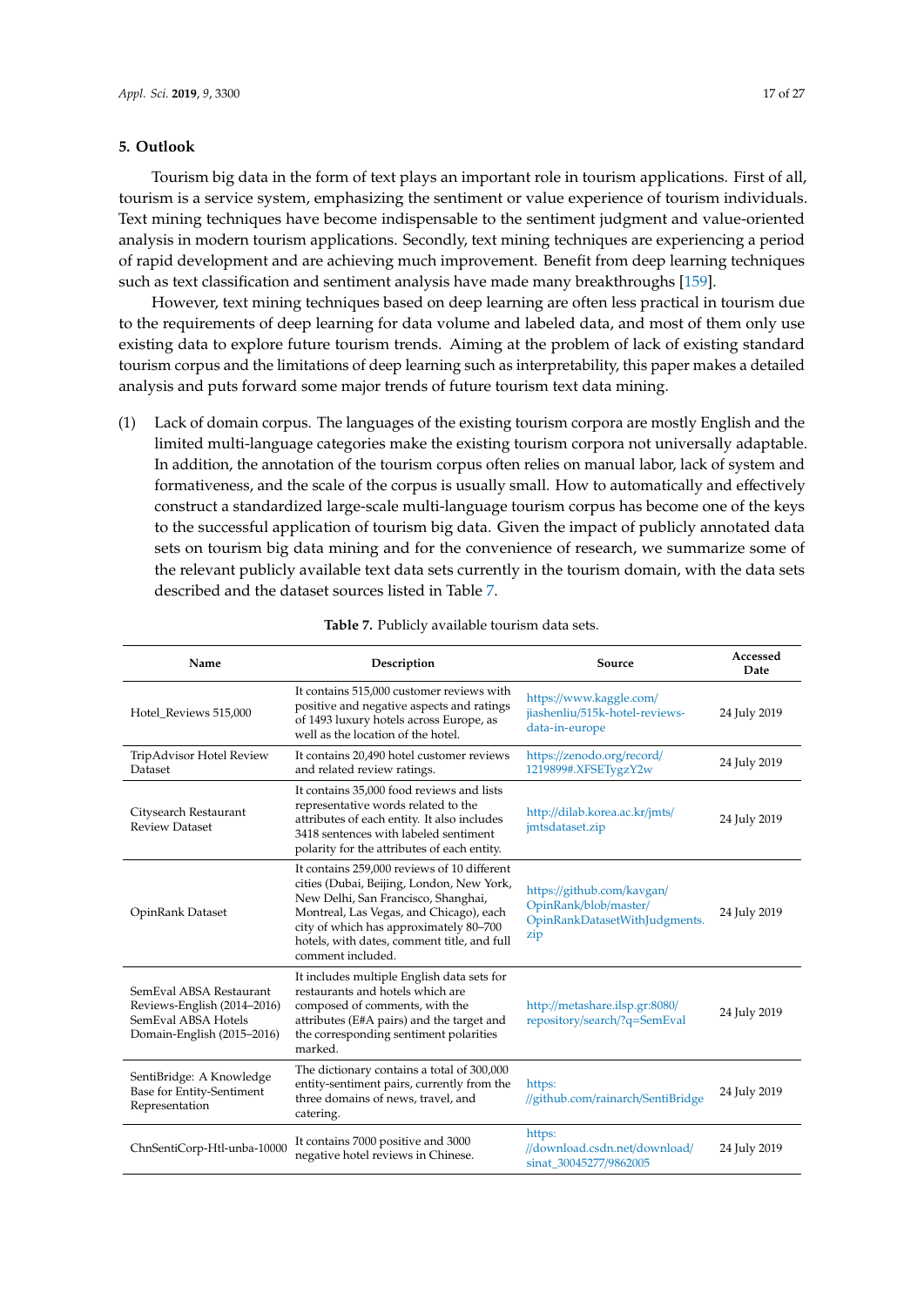## 5. Outlook

Tourism big data in the form of text plays an important role in tourism applications. First of all, tourism is a service system, emphasizing the sentiment or value experience of tourism individuals. Text mining techniques have become indispensable to the sentiment judgment and value-oriented analysis in modern tourism applications. Secondly, text mining techniques are experiencing a period of rapid development and are achieving much improvement. Benefit from deep learning techniques such as text classification and sentiment analysis have made many breakthroughs [159].

However, text mining techniques based on deep learning are often less practical in tourism due to the requirements of deep learning for data volume and labeled data, and most of them only use existing data to explore future tourism trends. Aiming at the problem of lack of existing standard tourism corpus and the limitations of deep learning such as interpretability, this paper makes a detailed analysis and puts forward some major trends of future tourism text data mining.

(1) Lack of domain corpus. The languages of the existing tourism corpora are mostly English and the limited multi-language categories make the existing tourism corpora not universally adaptable. In addition, the annotation of the tourism corpus often relies on manual labor, lack of system and formativeness, and the scale of the corpus is usually small. How to automatically and effectively construct a standardized large-scale multi-language tourism corpus has become one of the keys to the successful application of tourism big data. Given the impact of publicly annotated data sets on tourism big data mining and for the convenience of research, we summarize some of the relevant publicly available text data sets currently in the tourism domain, with the data sets described and the dataset sources listed in Table 7.

**Table 7.** Publicly available tourism data sets.

| Name | Description | Source | Accessed Date |
|---|---|---|---|
| Hotel_Reviews 515,000 | It contains 515,000 customer reviews with positive and negative aspects and ratings of 1493 luxury hotels across Europe, as well as the location of the hotel. | https://www.kaggle.com/jiashenliu/515k-hotel-reviews-data-in-europe | 24 July 2019 |
| TripAdvisor Hotel Review Dataset | It contains 20,490 hotel customer reviews and related review ratings. | https://zenodo.org/record/1219899#.XFSETygzY2w | 24 July 2019 |
| Citysearch Restaurant Review Dataset | It contains 35,000 food reviews and lists representative words related to the attributes of each entity. It also includes 3418 sentences with labeled sentiment polarity for the attributes of each entity. | http://dilab.korea.ac.kr/jmts/jmtsdataset.zip | 24 July 2019 |
| OpinRank Dataset | It contains 259,000 reviews of 10 different cities (Dubai, Beijing, London, New York, New Delhi, San Francisco, Shanghai, Montreal, Las Vegas, and Chicago), each city of which has approximately 80–700 hotels, with dates, comment title, and full comment included. | https://github.com/kavgan/OpinRank/blob/master/OpinRankDatasetWithJudgments.zip | 24 July 2019 |
| SemEval ABSA Restaurant Reviews-English (2014–2016) SemEval ABSA Hotels Domain-English (2015–2016) | It includes multiple English data sets for restaurants and hotels which are composed of comments, with the attributes (E#A pairs) and the target and the corresponding sentiment polarities marked. | http://metashare.ilsp.gr:8080/repository/search/?q=SemEval | 24 July 2019 |
| SentiBridge: A Knowledge Base for Entity-Sentiment Representation | The dictionary contains a total of 300,000 entity-sentiment pairs, currently from the three domains of news, travel, and catering. | https://github.com/rainarch/SentiBridge | 24 July 2019 |
| ChnSentiCorp-Htl-unba-10000 | It contains 7000 positive and 3000 negative hotel reviews in Chinese. | https://download.csdn.net/download/sinat_30045277/9862005 | 24 July 2019 |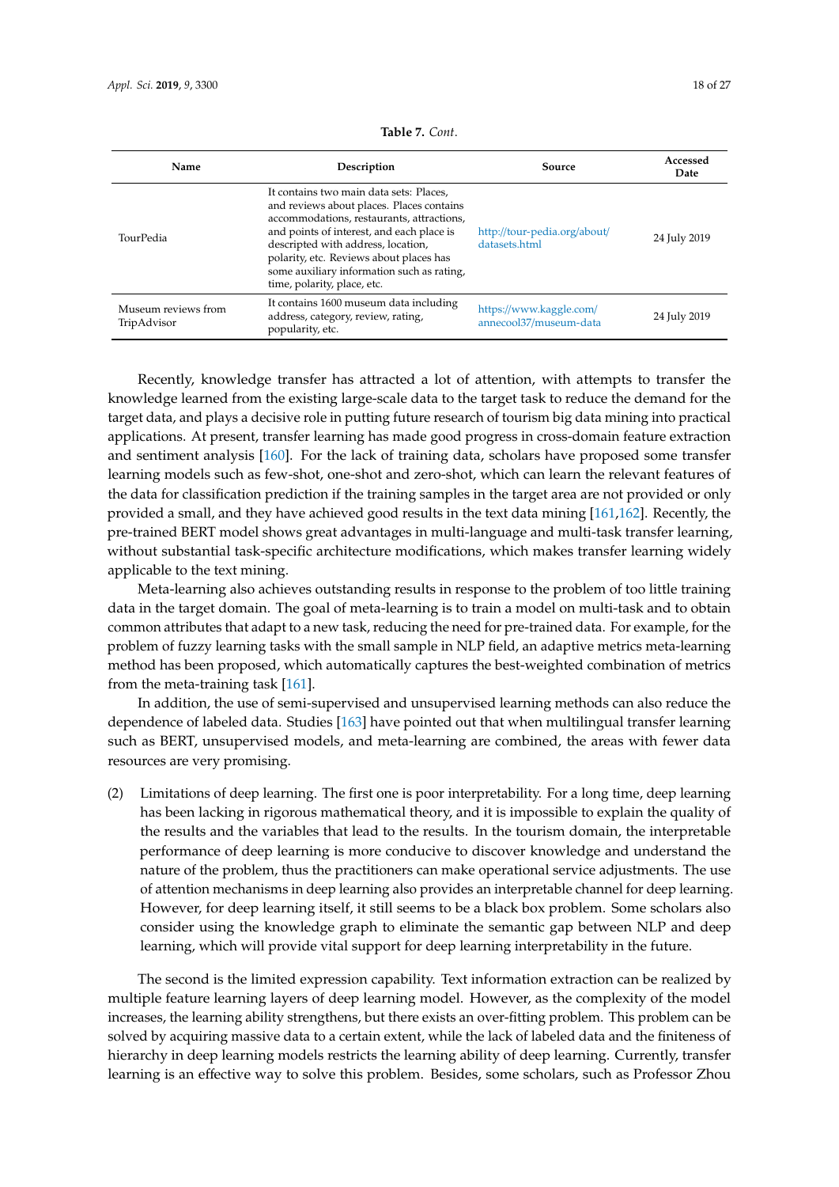**Table 7.** *Cont.*

| Name | Description | Source | Accessed Date |
|---|---|---|---|
| TourPedia | It contains two main data sets: Places, and reviews about places. Places contains accommodations, restaurants, attractions, and points of interest, and each place is descripted with address, location, polarity, etc. Reviews about places has some auxiliary information such as rating, time, polarity, place, etc. | http://tour-pedia.org/about/datasets.html | 24 July 2019 |
| Museum reviews from TripAdvisor | It contains 1600 museum data including address, category, review, rating, popularity, etc. | https://www.kaggle.com/annecool37/museum-data | 24 July 2019 |

Recently, knowledge transfer has attracted a lot of attention, with attempts to transfer the knowledge learned from the existing large-scale data to the target task to reduce the demand for the target data, and plays a decisive role in putting future research of tourism big data mining into practical applications. At present, transfer learning has made good progress in cross-domain feature extraction and sentiment analysis [160]. For the lack of training data, scholars have proposed some transfer learning models such as few-shot, one-shot and zero-shot, which can learn the relevant features of the data for classification prediction if the training samples in the target area are not provided or only provided a small, and they have achieved good results in the text data mining [161,162]. Recently, the pre-trained BERT model shows great advantages in multi-language and multi-task transfer learning, without substantial task-specific architecture modifications, which makes transfer learning widely applicable to the text mining.

Meta-learning also achieves outstanding results in response to the problem of too little training data in the target domain. The goal of meta-learning is to train a model on multi-task and to obtain common attributes that adapt to a new task, reducing the need for pre-trained data. For example, for the problem of fuzzy learning tasks with the small sample in NLP field, an adaptive metrics meta-learning method has been proposed, which automatically captures the best-weighted combination of metrics from the meta-training task [161].

In addition, the use of semi-supervised and unsupervised learning methods can also reduce the dependence of labeled data. Studies [163] have pointed out that when multilingual transfer learning such as BERT, unsupervised models, and meta-learning are combined, the areas with fewer data resources are very promising.

(2) Limitations of deep learning. The first one is poor interpretability. For a long time, deep learning has been lacking in rigorous mathematical theory, and it is impossible to explain the quality of the results and the variables that lead to the results. In the tourism domain, the interpretable performance of deep learning is more conducive to discover knowledge and understand the nature of the problem, thus the practitioners can make operational service adjustments. The use of attention mechanisms in deep learning also provides an interpretable channel for deep learning. However, for deep learning itself, it still seems to be a black box problem. Some scholars also consider using the knowledge graph to eliminate the semantic gap between NLP and deep learning, which will provide vital support for deep learning interpretability in the future.

The second is the limited expression capability. Text information extraction can be realized by multiple feature learning layers of deep learning model. However, as the complexity of the model increases, the learning ability strengthens, but there exists an over-fitting problem. This problem can be solved by acquiring massive data to a certain extent, while the lack of labeled data and the finiteness of hierarchy in deep learning models restricts the learning ability of deep learning. Currently, transfer learning is an effective way to solve this problem. Besides, some scholars, such as Professor Zhou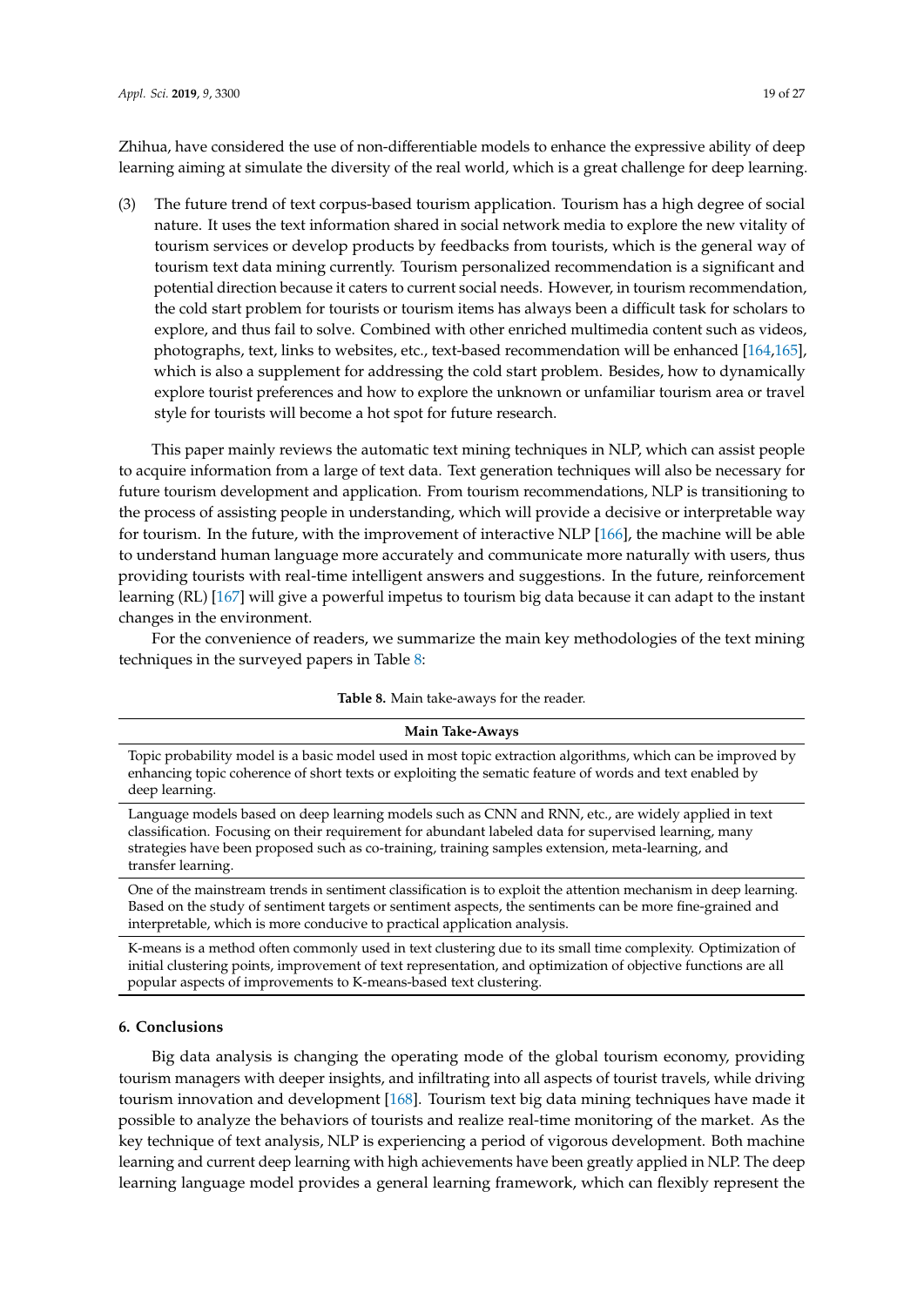Zhihua, have considered the use of non-differentiable models to enhance the expressive ability of deep learning aiming at simulate the diversity of the real world, which is a great challenge for deep learning.

(3) The future trend of text corpus-based tourism application. Tourism has a high degree of social nature. It uses the text information shared in social network media to explore the new vitality of tourism services or develop products by feedbacks from tourists, which is the general way of tourism text data mining currently. Tourism personalized recommendation is a significant and potential direction because it caters to current social needs. However, in tourism recommendation, the cold start problem for tourists or tourism items has always been a difficult task for scholars to explore, and thus fail to solve. Combined with other enriched multimedia content such as videos, photographs, text, links to websites, etc., text-based recommendation will be enhanced [164,165], which is also a supplement for addressing the cold start problem. Besides, how to dynamically explore tourist preferences and how to explore the unknown or unfamiliar tourism area or travel style for tourists will become a hot spot for future research.

This paper mainly reviews the automatic text mining techniques in NLP, which can assist people to acquire information from a large of text data. Text generation techniques will also be necessary for future tourism development and application. From tourism recommendations, NLP is transitioning to the process of assisting people in understanding, which will provide a decisive or interpretable way for tourism. In the future, with the improvement of interactive NLP [166], the machine will be able to understand human language more accurately and communicate more naturally with users, thus providing tourists with real-time intelligent answers and suggestions. In the future, reinforcement learning (RL) [167] will give a powerful impetus to tourism big data because it can adapt to the instant changes in the environment.

For the convenience of readers, we summarize the main key methodologies of the text mining techniques in the surveyed papers in Table 8:

**Table 8.** Main take-aways for the reader.

| Main Take-Aways |
| --- |
| Topic probability model is a basic model used in most topic extraction algorithms, which can be improved by enhancing topic coherence of short texts or exploiting the sematic feature of words and text enabled by deep learning. |
| Language models based on deep learning models such as CNN and RNN, etc., are widely applied in text classification. Focusing on their requirement for abundant labeled data for supervised learning, many strategies have been proposed such as co-training, training samples extension, meta-learning, and transfer learning. |
| One of the mainstream trends in sentiment classification is to exploit the attention mechanism in deep learning. Based on the study of sentiment targets or sentiment aspects, the sentiments can be more fine-grained and interpretable, which is more conducive to practical application analysis. |
| K-means is a method often commonly used in text clustering due to its small time complexity. Optimization of initial clustering points, improvement of text representation, and optimization of objective functions are all popular aspects of improvements to K-means-based text clustering. |

## 6. Conclusions

Big data analysis is changing the operating mode of the global tourism economy, providing tourism managers with deeper insights, and infiltrating into all aspects of tourist travels, while driving tourism innovation and development [168]. Tourism text big data mining techniques have made it possible to analyze the behaviors of tourists and realize real-time monitoring of the market. As the key technique of text analysis, NLP is experiencing a period of vigorous development. Both machine learning and current deep learning with high achievements have been greatly applied in NLP. The deep learning language model provides a general learning framework, which can flexibly represent the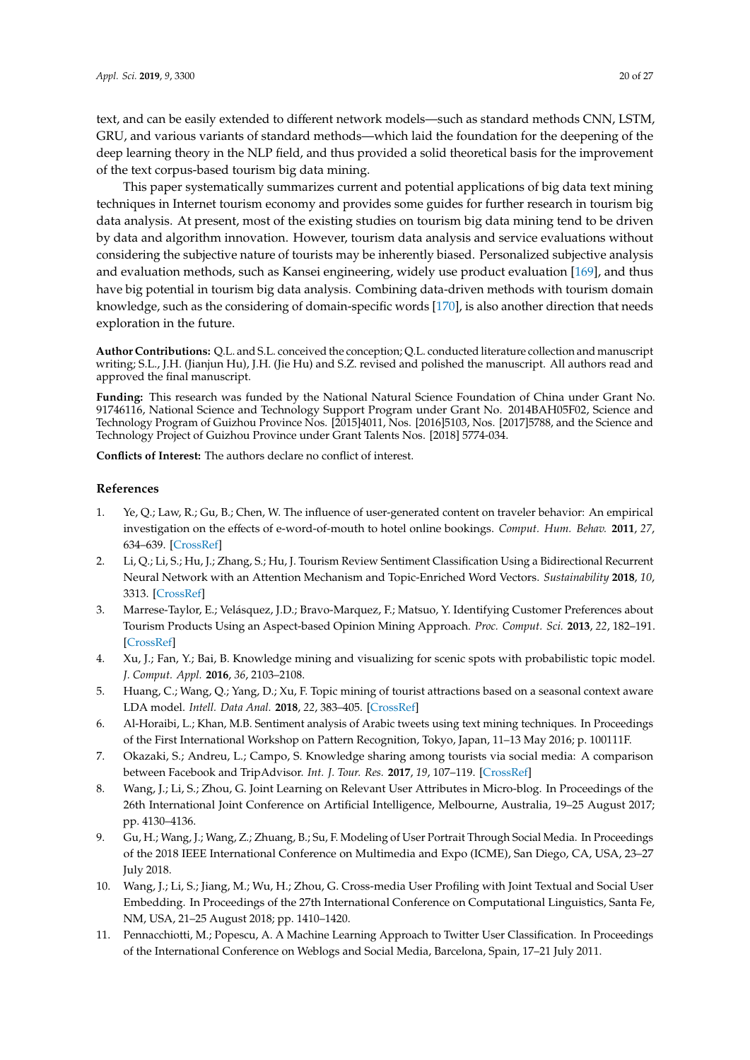text, and can be easily extended to different network models—such as standard methods CNN, LSTM, GRU, and various variants of standard methods—which laid the foundation for the deepening of the deep learning theory in the NLP field, and thus provided a solid theoretical basis for the improvement of the text corpus-based tourism big data mining.

This paper systematically summarizes current and potential applications of big data text mining techniques in Internet tourism economy and provides some guides for further research in tourism big data analysis. At present, most of the existing studies on tourism big data mining tend to be driven by data and algorithm innovation. However, tourism data analysis and service evaluations without considering the subjective nature of tourists may be inherently biased. Personalized subjective analysis and evaluation methods, such as Kansei engineering, widely use product evaluation [169], and thus have big potential in tourism big data analysis. Combining data-driven methods with tourism domain knowledge, such as the considering of domain-specific words [170], is also another direction that needs exploration in the future.

**Author Contributions:** Q.L. and S.L. conceived the conception; Q.L. conducted literature collection and manuscript writing; S.L., J.H. (Jianjun Hu), J.H. (Jie Hu) and S.Z. revised and polished the manuscript. All authors read and approved the final manuscript.

**Funding:** This research was funded by the National Natural Science Foundation of China under Grant No. 91746116, National Science and Technology Support Program under Grant No. 2014BAH05F02, Science and Technology Program of Guizhou Province Nos. [2015]4011, Nos. [2016]5103, Nos. [2017]5788, and the Science and Technology Project of Guizhou Province under Grant Talents Nos. [2018] 5774-034.

**Conflicts of Interest:** The authors declare no conflict of interest.

## References

1. Ye, Q.; Law, R.; Gu, B.; Chen, W. The influence of user-generated content on traveler behavior: An empirical investigation on the effects of e-word-of-mouth to hotel online bookings. *Comput. Hum. Behav.* **2011**, *27*, 634–639. [CrossRef]
2. Li, Q.; Li, S.; Hu, J.; Zhang, S.; Hu, J. Tourism Review Sentiment Classification Using a Bidirectional Recurrent Neural Network with an Attention Mechanism and Topic-Enriched Word Vectors. *Sustainability* **2018**, *10*, 3313. [CrossRef]
3. Marrese-Taylor, E.; Velásquez, J.D.; Bravo-Marquez, F.; Matsuo, Y. Identifying Customer Preferences about Tourism Products Using an Aspect-based Opinion Mining Approach. *Proc. Comput. Sci.* **2013**, *22*, 182–191. [CrossRef]
4. Xu, J.; Fan, Y.; Bai, B. Knowledge mining and visualizing for scenic spots with probabilistic topic model. *J. Comput. Appl.* **2016**, *36*, 2103–2108.
5. Huang, C.; Wang, Q.; Yang, D.; Xu, F. Topic mining of tourist attractions based on a seasonal context aware LDA model. *Intell. Data Anal.* **2018**, *22*, 383–405. [CrossRef]
6. Al-Horaibi, L.; Khan, M.B. Sentiment analysis of Arabic tweets using text mining techniques. In Proceedings of the First International Workshop on Pattern Recognition, Tokyo, Japan, 11–13 May 2016; p. 100111F.
7. Okazaki, S.; Andreu, L.; Campo, S. Knowledge sharing among tourists via social media: A comparison between Facebook and TripAdvisor. *Int. J. Tour. Res.* **2017**, *19*, 107–119. [CrossRef]
8. Wang, J.; Li, S.; Zhou, G. Joint Learning on Relevant User Attributes in Micro-blog. In Proceedings of the 26th International Joint Conference on Artificial Intelligence, Melbourne, Australia, 19–25 August 2017; pp. 4130–4136.
9. Gu, H.; Wang, J.; Wang, Z.; Zhuang, B.; Su, F. Modeling of User Portrait Through Social Media. In Proceedings of the 2018 IEEE International Conference on Multimedia and Expo (ICME), San Diego, CA, USA, 23–27 July 2018.
10. Wang, J.; Li, S.; Jiang, M.; Wu, H.; Zhou, G. Cross-media User Profiling with Joint Textual and Social User Embedding. In Proceedings of the 27th International Conference on Computational Linguistics, Santa Fe, NM, USA, 21–25 August 2018; pp. 1410–1420.
11. Pennacchiotti, M.; Popescu, A. A Machine Learning Approach to Twitter User Classification. In Proceedings of the International Conference on Weblogs and Social Media, Barcelona, Spain, 17–21 July 2011.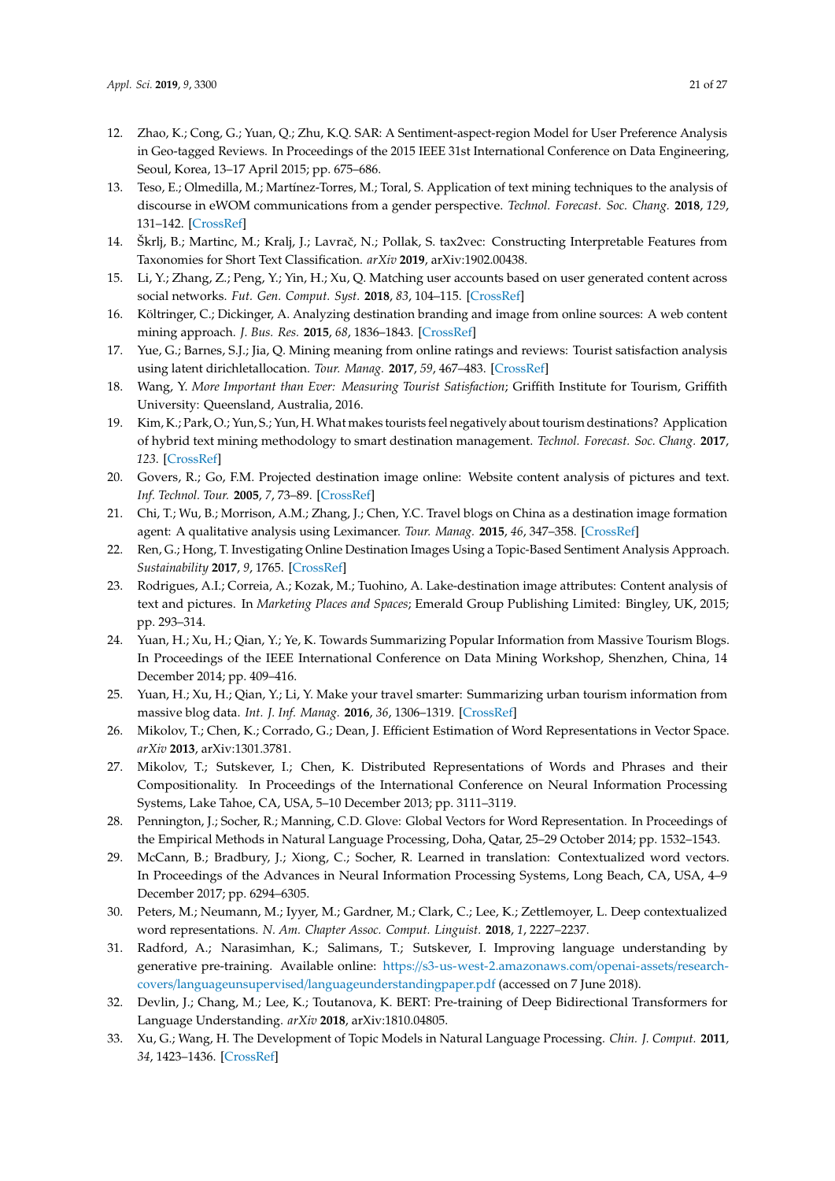12. Zhao, K.; Cong, G.; Yuan, Q.; Zhu, K.Q. SAR: A Sentiment-aspect-region Model for User Preference Analysis in Geo-tagged Reviews. In Proceedings of the 2015 IEEE 31st International Conference on Data Engineering, Seoul, Korea, 13–17 April 2015; pp. 675–686.
13. Teso, E.; Olmedilla, M.; Martínez-Torres, M.; Toral, S. Application of text mining techniques to the analysis of discourse in eWOM communications from a gender perspective. *Technol. Forecast. Soc. Chang.* **2018**, *129*, 131–142. [CrossRef]
14. Škrlj, B.; Martinc, M.; Kralj, J.; Lavrač, N.; Pollak, S. tax2vec: Constructing Interpretable Features from Taxonomies for Short Text Classification. *arXiv* **2019**, arXiv:1902.00438.
15. Li, Y.; Zhang, Z.; Peng, Y.; Yin, H.; Xu, Q. Matching user accounts based on user generated content across social networks. *Fut. Gen. Comput. Syst.* **2018**, *83*, 104–115. [CrossRef]
16. Költringer, C.; Dickinger, A. Analyzing destination branding and image from online sources: A web content mining approach. *J. Bus. Res.* **2015**, *68*, 1836–1843. [CrossRef]
17. Yue, G.; Barnes, S.J.; Jia, Q. Mining meaning from online ratings and reviews: Tourist satisfaction analysis using latent dirichletallocation. *Tour. Manag.* **2017**, *59*, 467–483. [CrossRef]
18. Wang, Y. *More Important than Ever: Measuring Tourist Satisfaction*; Griffith Institute for Tourism, Griffith University: Queensland, Australia, 2016.
19. Kim, K.; Park, O.; Yun, S.; Yun, H. What makes tourists feel negatively about tourism destinations? Application of hybrid text mining methodology to smart destination management. *Technol. Forecast. Soc. Chang.* **2017**, *123*. [CrossRef]
20. Govers, R.; Go, F.M. Projected destination image online: Website content analysis of pictures and text. *Inf. Technol. Tour.* **2005**, *7*, 73–89. [CrossRef]
21. Chi, T.; Wu, B.; Morrison, A.M.; Zhang, J.; Chen, Y.C. Travel blogs on China as a destination image formation agent: A qualitative analysis using Leximancer. *Tour. Manag.* **2015**, *46*, 347–358. [CrossRef]
22. Ren, G.; Hong, T. Investigating Online Destination Images Using a Topic-Based Sentiment Analysis Approach. *Sustainability* **2017**, *9*, 1765. [CrossRef]
23. Rodrigues, A.I.; Correia, A.; Kozak, M.; Tuohino, A. Lake-destination image attributes: Content analysis of text and pictures. In *Marketing Places and Spaces*; Emerald Group Publishing Limited: Bingley, UK, 2015; pp. 293–314.
24. Yuan, H.; Xu, H.; Qian, Y.; Ye, K. Towards Summarizing Popular Information from Massive Tourism Blogs. In Proceedings of the IEEE International Conference on Data Mining Workshop, Shenzhen, China, 14 December 2014; pp. 409–416.
25. Yuan, H.; Xu, H.; Qian, Y.; Li, Y. Make your travel smarter: Summarizing urban tourism information from massive blog data. *Int. J. Inf. Manag.* **2016**, *36*, 1306–1319. [CrossRef]
26. Mikolov, T.; Chen, K.; Corrado, G.; Dean, J. Efficient Estimation of Word Representations in Vector Space. *arXiv* **2013**, arXiv:1301.3781.
27. Mikolov, T.; Sutskever, I.; Chen, K. Distributed Representations of Words and Phrases and their Compositionality. In Proceedings of the International Conference on Neural Information Processing Systems, Lake Tahoe, CA, USA, 5–10 December 2013; pp. 3111–3119.
28. Pennington, J.; Socher, R.; Manning, C.D. Glove: Global Vectors for Word Representation. In Proceedings of the Empirical Methods in Natural Language Processing, Doha, Qatar, 25–29 October 2014; pp. 1532–1543.
29. McCann, B.; Bradbury, J.; Xiong, C.; Socher, R. Learned in translation: Contextualized word vectors. In Proceedings of the Advances in Neural Information Processing Systems, Long Beach, CA, USA, 4–9 December 2017; pp. 6294–6305.
30. Peters, M.; Neumann, M.; Iyyer, M.; Gardner, M.; Clark, C.; Lee, K.; Zettlemoyer, L. Deep contextualized word representations. *N. Am. Chapter Assoc. Comput. Linguist.* **2018**, *1*, 2227–2237.
31. Radford, A.; Narasimhan, K.; Salimans, T.; Sutskever, I. Improving language understanding by generative pre-training. Available online: https://s3-us-west-2.amazonaws.com/openai-assets/research-covers/languageunsupervised/languageunderstandingpaper.pdf (accessed on 7 June 2018).
32. Devlin, J.; Chang, M.; Lee, K.; Toutanova, K. BERT: Pre-training of Deep Bidirectional Transformers for Language Understanding. *arXiv* **2018**, arXiv:1810.04805.
33. Xu, G.; Wang, H. The Development of Topic Models in Natural Language Processing. *Chin. J. Comput.* **2011**, *34*, 1423–1436. [CrossRef]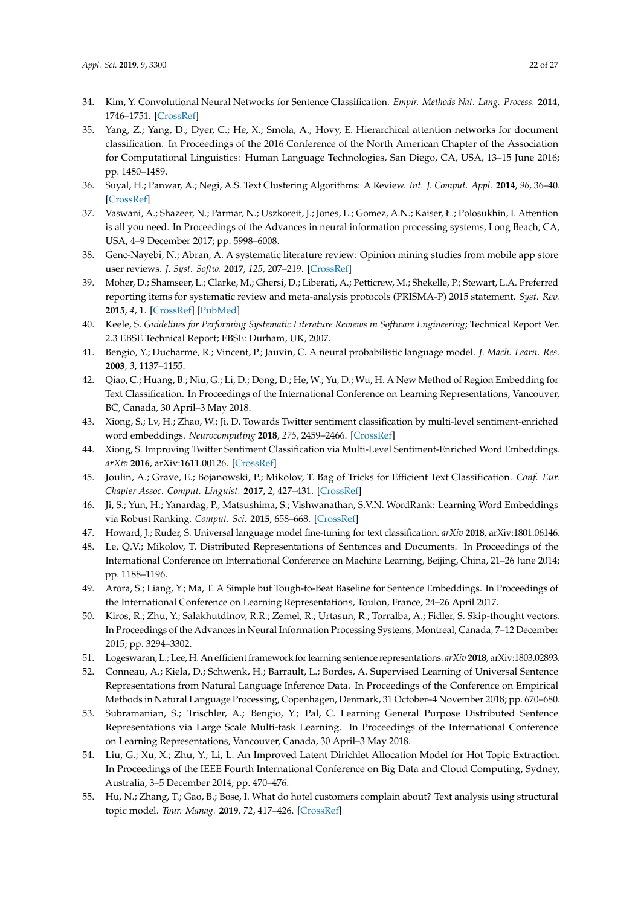34. Kim, Y. Convolutional Neural Networks for Sentence Classification. *Empir. Methods Nat. Lang. Process.* **2014**, 1746–1751. [CrossRef]
35. Yang, Z.; Yang, D.; Dyer, C.; He, X.; Smola, A.; Hovy, E. Hierarchical attention networks for document classification. In Proceedings of the 2016 Conference of the North American Chapter of the Association for Computational Linguistics: Human Language Technologies, San Diego, CA, USA, 13–15 June 2016; pp. 1480–1489.
36. Suyal, H.; Panwar, A.; Negi, A.S. Text Clustering Algorithms: A Review. *Int. J. Comput. Appl.* **2014**, *96*, 36–40. [CrossRef]
37. Vaswani, A.; Shazeer, N.; Parmar, N.; Uszkoreit, J.; Jones, L.; Gomez, A.N.; Kaiser, Ł.; Polosukhin, I. Attention is all you need. In Proceedings of the Advances in neural information processing systems, Long Beach, CA, USA, 4–9 December 2017; pp. 5998–6008.
38. Genc-Nayebi, N.; Abran, A. A systematic literature review: Opinion mining studies from mobile app store user reviews. *J. Syst. Softw.* **2017**, *125*, 207–219. [CrossRef]
39. Moher, D.; Shamseer, L.; Clarke, M.; Ghersi, D.; Liberati, A.; Petticrew, M.; Shekelle, P.; Stewart, L.A. Preferred reporting items for systematic review and meta-analysis protocols (PRISMA-P) 2015 statement. *Syst. Rev.* **2015**, *4*, 1. [CrossRef] [PubMed]
40. Keele, S. *Guidelines for Performing Systematic Literature Reviews in Software Engineering*; Technical Report Ver. 2.3 EBSE Technical Report; EBSE: Durham, UK, 2007.
41. Bengio, Y.; Ducharme, R.; Vincent, P.; Jauvin, C. A neural probabilistic language model. *J. Mach. Learn. Res.* **2003**, *3*, 1137–1155.
42. Qiao, C.; Huang, B.; Niu, G.; Li, D.; Dong, D.; He, W.; Yu, D.; Wu, H. A New Method of Region Embedding for Text Classification. In Proceedings of the International Conference on Learning Representations, Vancouver, BC, Canada, 30 April–3 May 2018.
43. Xiong, S.; Lv, H.; Zhao, W.; Ji, D. Towards Twitter sentiment classification by multi-level sentiment-enriched word embeddings. *Neurocomputing* **2018**, *275*, 2459–2466. [CrossRef]
44. Xiong, S. Improving Twitter Sentiment Classification via Multi-Level Sentiment-Enriched Word Embeddings. *arXiv* **2016**, arXiv:1611.00126. [CrossRef]
45. Joulin, A.; Grave, E.; Bojanowski, P.; Mikolov, T. Bag of Tricks for Efficient Text Classification. *Conf. Eur. Chapter Assoc. Comput. Linguist.* **2017**, *2*, 427–431. [CrossRef]
46. Ji, S.; Yun, H.; Yanardag, P.; Matsushima, S.; Vishwanathan, S.V.N. WordRank: Learning Word Embeddings via Robust Ranking. *Comput. Sci.* **2015**, 658–668. [CrossRef]
47. Howard, J.; Ruder, S. Universal language model fine-tuning for text classification. *arXiv* **2018**, arXiv:1801.06146.
48. Le, Q.V.; Mikolov, T. Distributed Representations of Sentences and Documents. In Proceedings of the International Conference on International Conference on Machine Learning, Beijing, China, 21–26 June 2014; pp. 1188–1196.
49. Arora, S.; Liang, Y.; Ma, T. A Simple but Tough-to-Beat Baseline for Sentence Embeddings. In Proceedings of the International Conference on Learning Representations, Toulon, France, 24–26 April 2017.
50. Kiros, R.; Zhu, Y.; Salakhutdinov, R.R.; Zemel, R.; Urtasun, R.; Torralba, A.; Fidler, S. Skip-thought vectors. In Proceedings of the Advances in Neural Information Processing Systems, Montreal, Canada, 7–12 December 2015; pp. 3294–3302.
51. Logeswaran, L.; Lee, H. An efficient framework for learning sentence representations. *arXiv* **2018**, arXiv:1803.02893.
52. Conneau, A.; Kiela, D.; Schwenk, H.; Barrault, L.; Bordes, A. Supervised Learning of Universal Sentence Representations from Natural Language Inference Data. In Proceedings of the Conference on Empirical Methods in Natural Language Processing, Copenhagen, Denmark, 31 October–4 November 2018; pp. 670–680.
53. Subramanian, S.; Trischler, A.; Bengio, Y.; Pal, C. Learning General Purpose Distributed Sentence Representations via Large Scale Multi-task Learning. In Proceedings of the International Conference on Learning Representations, Vancouver, Canada, 30 April–3 May 2018.
54. Liu, G.; Xu, X.; Zhu, Y.; Li, L. An Improved Latent Dirichlet Allocation Model for Hot Topic Extraction. In Proceedings of the IEEE Fourth International Conference on Big Data and Cloud Computing, Sydney, Australia, 3–5 December 2014; pp. 470–476.
55. Hu, N.; Zhang, T.; Gao, B.; Bose, I. What do hotel customers complain about? Text analysis using structural topic model. *Tour. Manag.* **2019**, *72*, 417–426. [CrossRef]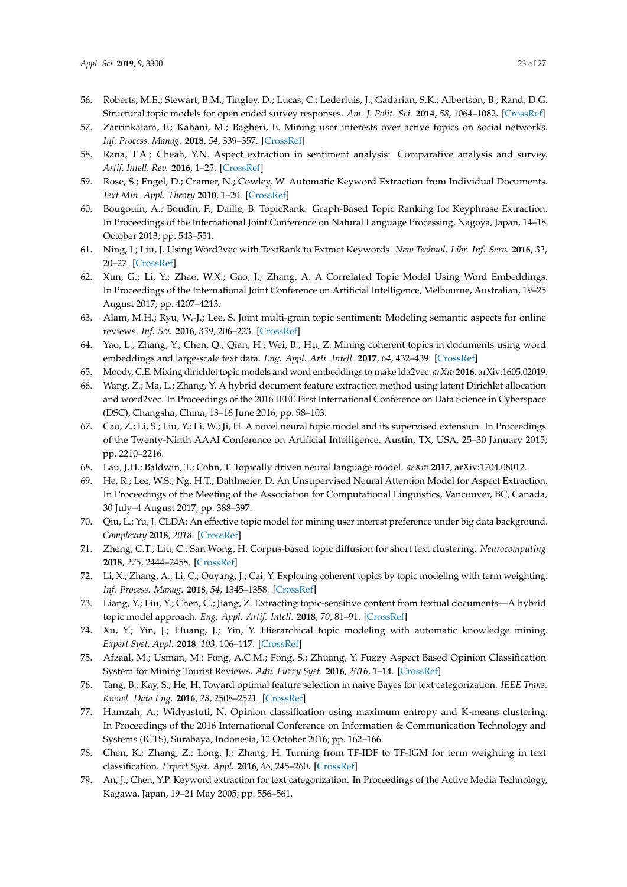56. Roberts, M.E.; Stewart, B.M.; Tingley, D.; Lucas, C.; Lederluis, J.; Gadarian, S.K.; Albertson, B.; Rand, D.G. Structural topic models for open ended survey responses. *Am. J. Polit. Sci.* **2014**, *58*, 1064–1082. [CrossRef]
57. Zarrinkalam, F.; Kahani, M.; Bagheri, E. Mining user interests over active topics on social networks. *Inf. Process. Manag.* **2018**, *54*, 339–357. [CrossRef]
58. Rana, T.A.; Cheah, Y.N. Aspect extraction in sentiment analysis: Comparative analysis and survey. *Artif. Intell. Rev.* **2016**, 1–25. [CrossRef]
59. Rose, S.; Engel, D.; Cramer, N.; Cowley, W. Automatic Keyword Extraction from Individual Documents. *Text Min. Appl. Theory* **2010**, 1–20. [CrossRef]
60. Bougouin, A.; Boudin, F.; Daille, B. TopicRank: Graph-Based Topic Ranking for Keyphrase Extraction. In Proceedings of the International Joint Conference on Natural Language Processing, Nagoya, Japan, 14–18 October 2013; pp. 543–551.
61. Ning, J.; Liu, J. Using Word2vec with TextRank to Extract Keywords. *New Technol. Libr. Inf. Serv.* **2016**, *32*, 20–27. [CrossRef]
62. Xun, G.; Li, Y.; Zhao, W.X.; Gao, J.; Zhang, A. A Correlated Topic Model Using Word Embeddings. In Proceedings of the International Joint Conference on Artificial Intelligence, Melbourne, Australian, 19–25 August 2017; pp. 4207–4213.
63. Alam, M.H.; Ryu, W.-J.; Lee, S. Joint multi-grain topic sentiment: Modeling semantic aspects for online reviews. *Inf. Sci.* **2016**, *339*, 206–223. [CrossRef]
64. Yao, L.; Zhang, Y.; Chen, Q.; Qian, H.; Wei, B.; Hu, Z. Mining coherent topics in documents using word embeddings and large-scale text data. *Eng. Appl. Arti. Intell.* **2017**, *64*, 432–439. [CrossRef]
65. Moody, C.E. Mixing dirichlet topic models and word embeddings to make lda2vec. *arXiv* **2016**, arXiv:1605.02019.
66. Wang, Z.; Ma, L.; Zhang, Y. A hybrid document feature extraction method using latent Dirichlet allocation and word2vec. In Proceedings of the 2016 IEEE First International Conference on Data Science in Cyberspace (DSC), Changsha, China, 13–16 June 2016; pp. 98–103.
67. Cao, Z.; Li, S.; Liu, Y.; Li, W.; Ji, H. A novel neural topic model and its supervised extension. In Proceedings of the Twenty-Ninth AAAI Conference on Artificial Intelligence, Austin, TX, USA, 25–30 January 2015; pp. 2210–2216.
68. Lau, J.H.; Baldwin, T.; Cohn, T. Topically driven neural language model. *arXiv* **2017**, arXiv:1704.08012.
69. He, R.; Lee, W.S.; Ng, H.T.; Dahlmeier, D. An Unsupervised Neural Attention Model for Aspect Extraction. In Proceedings of the Meeting of the Association for Computational Linguistics, Vancouver, BC, Canada, 30 July–4 August 2017; pp. 388–397.
70. Qiu, L.; Yu, J. CLDA: An effective topic model for mining user interest preference under big data background. *Complexity* **2018**, *2018*. [CrossRef]
71. Zheng, C.T.; Liu, C.; San Wong, H. Corpus-based topic diffusion for short text clustering. *Neurocomputing* **2018**, *275*, 2444–2458. [CrossRef]
72. Li, X.; Zhang, A.; Li, C.; Ouyang, J.; Cai, Y. Exploring coherent topics by topic modeling with term weighting. *Inf. Process. Manag.* **2018**, *54*, 1345–1358. [CrossRef]
73. Liang, Y.; Liu, Y.; Chen, C.; Jiang, Z. Extracting topic-sensitive content from textual documents—A hybrid topic model approach. *Eng. Appl. Artif. Intell.* **2018**, *70*, 81–91. [CrossRef]
74. Xu, Y.; Yin, J.; Huang, J.; Yin, Y. Hierarchical topic modeling with automatic knowledge mining. *Expert Syst. Appl.* **2018**, *103*, 106–117. [CrossRef]
75. Afzaal, M.; Usman, M.; Fong, A.C.M.; Fong, S.; Zhuang, Y. Fuzzy Aspect Based Opinion Classification System for Mining Tourist Reviews. *Adv. Fuzzy Syst.* **2016**, *2016*, 1–14. [CrossRef]
76. Tang, B.; Kay, S.; He, H. Toward optimal feature selection in naive Bayes for text categorization. *IEEE Trans. Knowl. Data Eng.* **2016**, *28*, 2508–2521. [CrossRef]
77. Hamzah, A.; Widyastuti, N. Opinion classification using maximum entropy and K-means clustering. In Proceedings of the 2016 International Conference on Information & Communication Technology and Systems (ICTS), Surabaya, Indonesia, 12 October 2016; pp. 162–166.
78. Chen, K.; Zhang, Z.; Long, J.; Zhang, H. Turning from TF-IDF to TF-IGM for term weighting in text classification. *Expert Syst. Appl.* **2016**, *66*, 245–260. [CrossRef]
79. An, J.; Chen, Y.P. Keyword extraction for text categorization. In Proceedings of the Active Media Technology, Kagawa, Japan, 19–21 May 2005; pp. 556–561.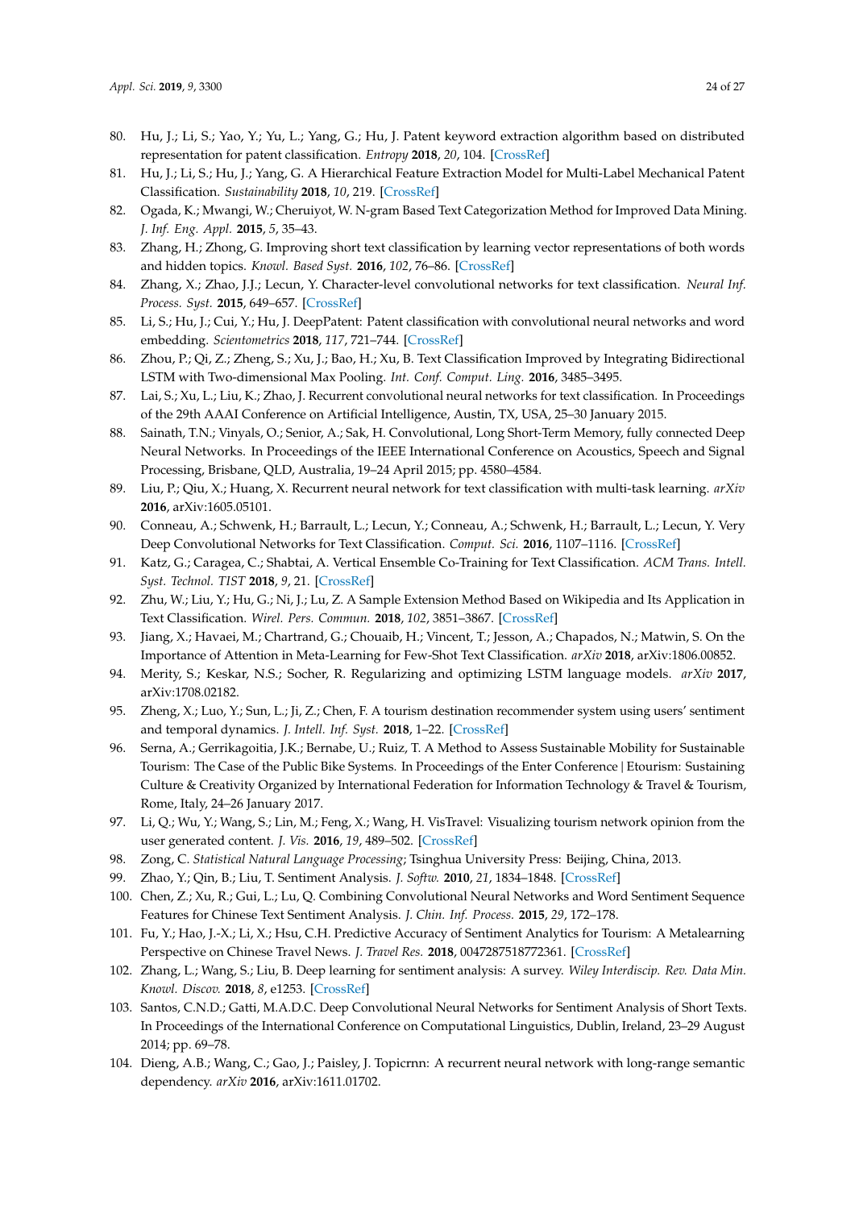80. Hu, J.; Li, S.; Yao, Y.; Yu, L.; Yang, G.; Hu, J. Patent keyword extraction algorithm based on distributed representation for patent classification. *Entropy* **2018**, *20*, 104. [CrossRef]
81. Hu, J.; Li, S.; Hu, J.; Yang, G. A Hierarchical Feature Extraction Model for Multi-Label Mechanical Patent Classification. *Sustainability* **2018**, *10*, 219. [CrossRef]
82. Ogada, K.; Mwangi, W.; Cheruiyot, W. N-gram Based Text Categorization Method for Improved Data Mining. *J. Inf. Eng. Appl.* **2015**, *5*, 35–43.
83. Zhang, H.; Zhong, G. Improving short text classification by learning vector representations of both words and hidden topics. *Knowl. Based Syst.* **2016**, *102*, 76–86. [CrossRef]
84. Zhang, X.; Zhao, J.J.; Lecun, Y. Character-level convolutional networks for text classification. *Neural Inf. Process. Syst.* **2015**, 649–657. [CrossRef]
85. Li, S.; Hu, J.; Cui, Y.; Hu, J. DeepPatent: Patent classification with convolutional neural networks and word embedding. *Scientometrics* **2018**, *117*, 721–744. [CrossRef]
86. Zhou, P.; Qi, Z.; Zheng, S.; Xu, J.; Bao, H.; Xu, B. Text Classification Improved by Integrating Bidirectional LSTM with Two-dimensional Max Pooling. *Int. Conf. Comput. Ling.* **2016**, 3485–3495.
87. Lai, S.; Xu, L.; Liu, K.; Zhao, J. Recurrent convolutional neural networks for text classification. In Proceedings of the 29th AAAI Conference on Artificial Intelligence, Austin, TX, USA, 25–30 January 2015.
88. Sainath, T.N.; Vinyals, O.; Senior, A.; Sak, H. Convolutional, Long Short-Term Memory, fully connected Deep Neural Networks. In Proceedings of the IEEE International Conference on Acoustics, Speech and Signal Processing, Brisbane, QLD, Australia, 19–24 April 2015; pp. 4580–4584.
89. Liu, P.; Qiu, X.; Huang, X. Recurrent neural network for text classification with multi-task learning. *arXiv* **2016**, arXiv:1605.05101.
90. Conneau, A.; Schwenk, H.; Barrault, L.; Lecun, Y.; Conneau, A.; Schwenk, H.; Barrault, L.; Lecun, Y. Very Deep Convolutional Networks for Text Classification. *Comput. Sci.* **2016**, 1107–1116. [CrossRef]
91. Katz, G.; Caragea, C.; Shabtai, A. Vertical Ensemble Co-Training for Text Classification. *ACM Trans. Intell. Syst. Technol. TIST* **2018**, *9*, 21. [CrossRef]
92. Zhu, W.; Liu, Y.; Hu, G.; Ni, J.; Lu, Z. A Sample Extension Method Based on Wikipedia and Its Application in Text Classification. *Wirel. Pers. Commun.* **2018**, *102*, 3851–3867. [CrossRef]
93. Jiang, X.; Havaei, M.; Chartrand, G.; Chouaib, H.; Vincent, T.; Jesson, A.; Chapados, N.; Matwin, S. On the Importance of Attention in Meta-Learning for Few-Shot Text Classification. *arXiv* **2018**, arXiv:1806.00852.
94. Merity, S.; Keskar, N.S.; Socher, R. Regularizing and optimizing LSTM language models. *arXiv* **2017**, arXiv:1708.02182.
95. Zheng, X.; Luo, Y.; Sun, L.; Ji, Z.; Chen, F. A tourism destination recommender system using users' sentiment and temporal dynamics. *J. Intell. Inf. Syst.* **2018**, 1–22. [CrossRef]
96. Serna, A.; Gerrikagoitia, J.K.; Bernabe, U.; Ruiz, T. A Method to Assess Sustainable Mobility for Sustainable Tourism: The Case of the Public Bike Systems. In Proceedings of the Enter Conference | Etourism: Sustaining Culture & Creativity Organized by International Federation for Information Technology & Travel & Tourism, Rome, Italy, 24–26 January 2017.
97. Li, Q.; Wu, Y.; Wang, S.; Lin, M.; Feng, X.; Wang, H. VisTravel: Visualizing tourism network opinion from the user generated content. *J. Vis.* **2016**, *19*, 489–502. [CrossRef]
98. Zong, C. *Statistical Natural Language Processing*; Tsinghua University Press: Beijing, China, 2013.
99. Zhao, Y.; Qin, B.; Liu, T. Sentiment Analysis. *J. Softw.* **2010**, *21*, 1834–1848. [CrossRef]
100. Chen, Z.; Xu, R.; Gui, L.; Lu, Q. Combining Convolutional Neural Networks and Word Sentiment Sequence Features for Chinese Text Sentiment Analysis. *J. Chin. Inf. Process.* **2015**, *29*, 172–178.
101. Fu, Y.; Hao, J.-X.; Li, X.; Hsu, C.H. Predictive Accuracy of Sentiment Analytics for Tourism: A Metalearning Perspective on Chinese Travel News. *J. Travel Res.* **2018**, 0047287518772361. [CrossRef]
102. Zhang, L.; Wang, S.; Liu, B. Deep learning for sentiment analysis: A survey. *Wiley Interdiscip. Rev. Data Min. Knowl. Discov.* **2018**, *8*, e1253. [CrossRef]
103. Santos, C.N.D.; Gatti, M.A.D.C. Deep Convolutional Neural Networks for Sentiment Analysis of Short Texts. In Proceedings of the International Conference on Computational Linguistics, Dublin, Ireland, 23–29 August 2014; pp. 69–78.
104. Dieng, A.B.; Wang, C.; Gao, J.; Paisley, J. Topicrnn: A recurrent neural network with long-range semantic dependency. *arXiv* **2016**, arXiv:1611.01702.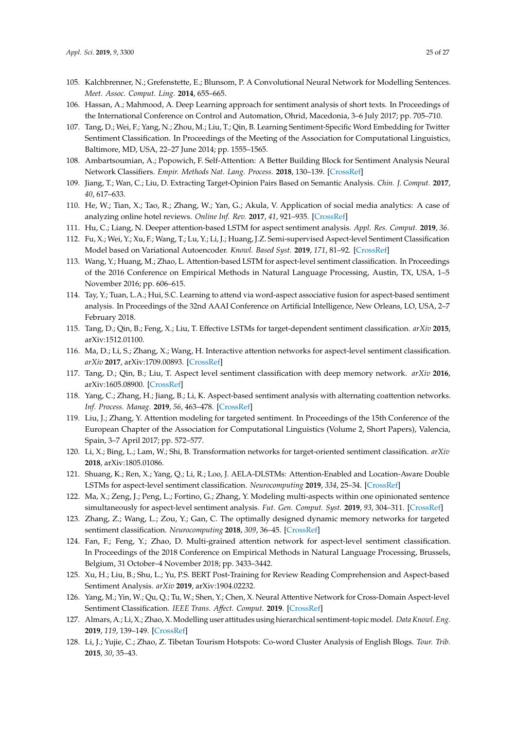105. Kalchbrenner, N.; Grefenstette, E.; Blunsom, P. A Convolutional Neural Network for Modelling Sentences. *Meet. Assoc. Comput. Ling.* **2014**, 655–665.
106. Hassan, A.; Mahmood, A. Deep Learning approach for sentiment analysis of short texts. In Proceedings of the International Conference on Control and Automation, Ohrid, Macedonia, 3–6 July 2017; pp. 705–710.
107. Tang, D.; Wei, F.; Yang, N.; Zhou, M.; Liu, T.; Qin, B. Learning Sentiment-Specific Word Embedding for Twitter Sentiment Classification. In Proceedings of the Meeting of the Association for Computational Linguistics, Baltimore, MD, USA, 22–27 June 2014; pp. 1555–1565.
108. Ambartsoumian, A.; Popowich, F. Self-Attention: A Better Building Block for Sentiment Analysis Neural Network Classifiers. *Empir. Methods Nat. Lang. Process.* **2018**, 130–139. [CrossRef]
109. Jiang, T.; Wan, C.; Liu, D. Extracting Target-Opinion Pairs Based on Semantic Analysis. *Chin. J. Comput.* **2017**, *40*, 617–633.
110. He, W.; Tian, X.; Tao, R.; Zhang, W.; Yan, G.; Akula, V. Application of social media analytics: A case of analyzing online hotel reviews. *Online Inf. Rev.* **2017**, *41*, 921–935. [CrossRef]
111. Hu, C.; Liang, N. Deeper attention-based LSTM for aspect sentiment analysis. *Appl. Res. Comput.* **2019**, *36*.
112. Fu, X.; Wei, Y.; Xu, F.; Wang, T.; Lu, Y.; Li, J.; Huang, J.Z. Semi-supervised Aspect-level Sentiment Classification Model based on Variational Autoencoder. *Knowl. Based Syst.* **2019**, *171*, 81–92. [CrossRef]
113. Wang, Y.; Huang, M.; Zhao, L. Attention-based LSTM for aspect-level sentiment classification. In Proceedings of the 2016 Conference on Empirical Methods in Natural Language Processing, Austin, TX, USA, 1–5 November 2016; pp. 606–615.
114. Tay, Y.; Tuan, L.A.; Hui, S.C. Learning to attend via word-aspect associative fusion for aspect-based sentiment analysis. In Proceedings of the 32nd AAAI Conference on Artificial Intelligence, New Orleans, LO, USA, 2–7 February 2018.
115. Tang, D.; Qin, B.; Feng, X.; Liu, T. Effective LSTMs for target-dependent sentiment classification. *arXiv* **2015**, arXiv:1512.01100.
116. Ma, D.; Li, S.; Zhang, X.; Wang, H. Interactive attention networks for aspect-level sentiment classification. *arXiv* **2017**, arXiv:1709.00893. [CrossRef]
117. Tang, D.; Qin, B.; Liu, T. Aspect level sentiment classification with deep memory network. *arXiv* **2016**, arXiv:1605.08900. [CrossRef]
118. Yang, C.; Zhang, H.; Jiang, B.; Li, K. Aspect-based sentiment analysis with alternating coattention networks. *Inf. Process. Manag.* **2019**, *56*, 463–478. [CrossRef]
119. Liu, J.; Zhang, Y. Attention modeling for targeted sentiment. In Proceedings of the 15th Conference of the European Chapter of the Association for Computational Linguistics (Volume 2, Short Papers), Valencia, Spain, 3–7 April 2017; pp. 572–577.
120. Li, X.; Bing, L.; Lam, W.; Shi, B. Transformation networks for target-oriented sentiment classification. *arXiv* **2018**, arXiv:1805.01086.
121. Shuang, K.; Ren, X.; Yang, Q.; Li, R.; Loo, J. AELA-DLSTMs: Attention-Enabled and Location-Aware Double LSTMs for aspect-level sentiment classification. *Neurocomputing* **2019**, *334*, 25–34. [CrossRef]
122. Ma, X.; Zeng, J.; Peng, L.; Fortino, G.; Zhang, Y. Modeling multi-aspects within one opinionated sentence simultaneously for aspect-level sentiment analysis. *Fut. Gen. Comput. Syst.* **2019**, *93*, 304–311. [CrossRef]
123. Zhang, Z.; Wang, L.; Zou, Y.; Gan, C. The optimally designed dynamic memory networks for targeted sentiment classification. *Neurocomputing* **2018**, *309*, 36–45. [CrossRef]
124. Fan, F.; Feng, Y.; Zhao, D. Multi-grained attention network for aspect-level sentiment classification. In Proceedings of the 2018 Conference on Empirical Methods in Natural Language Processing, Brussels, Belgium, 31 October–4 November 2018; pp. 3433–3442.
125. Xu, H.; Liu, B.; Shu, L.; Yu, P.S. BERT Post-Training for Review Reading Comprehension and Aspect-based Sentiment Analysis. *arXiv* **2019**, arXiv:1904.02232.
126. Yang, M.; Yin, W.; Qu, Q.; Tu, W.; Shen, Y.; Chen, X. Neural Attentive Network for Cross-Domain Aspect-level Sentiment Classification. *IEEE Trans. Affect. Comput.* **2019**. [CrossRef]
127. Almars, A.; Li, X.; Zhao, X. Modelling user attitudes using hierarchical sentiment-topic model. *Data Knowl. Eng.* **2019**, *119*, 139–149. [CrossRef]
128. Li, J.; Yujie, C.; Zhao, Z. Tibetan Tourism Hotspots: Co-word Cluster Analysis of English Blogs. *Tour. Trib.* **2015**, *30*, 35–43.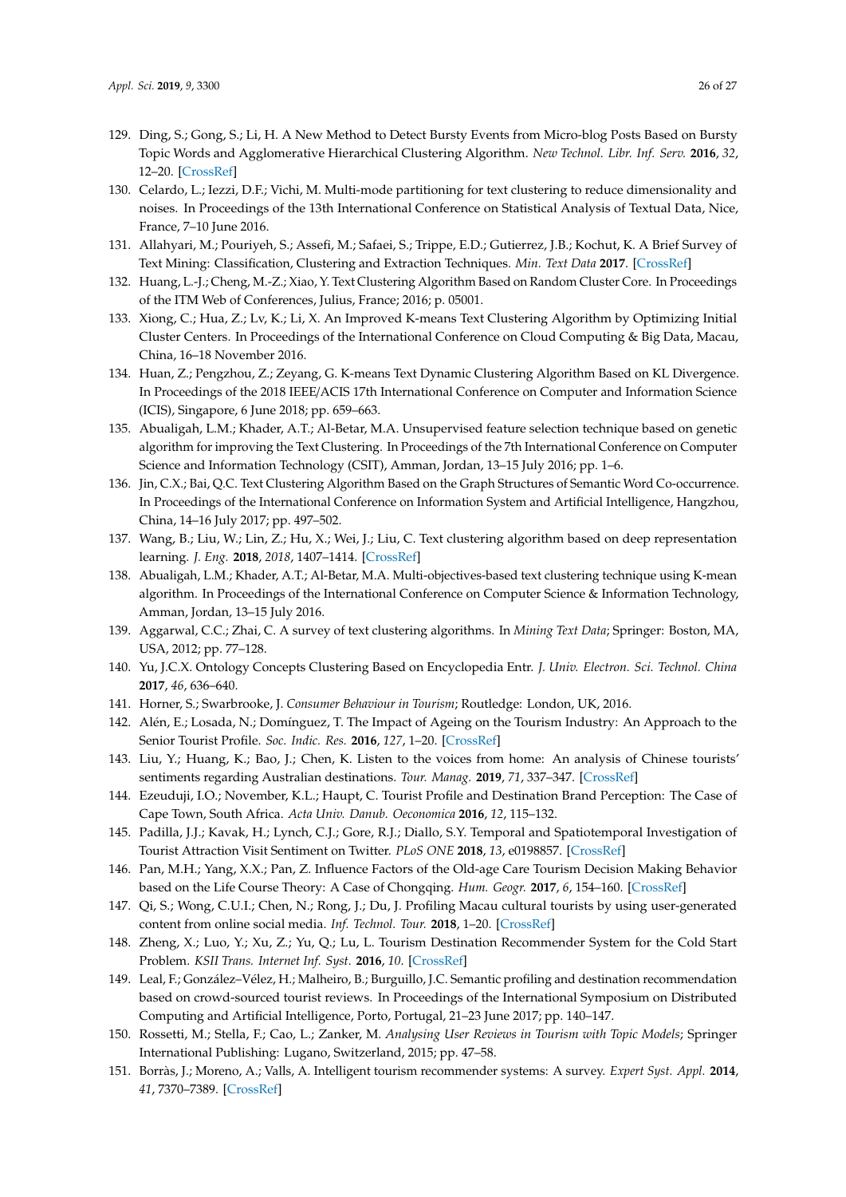129. Ding, S.; Gong, S.; Li, H. A New Method to Detect Bursty Events from Micro-blog Posts Based on Bursty Topic Words and Agglomerative Hierarchical Clustering Algorithm. *New Technol. Libr. Inf. Serv.* **2016**, *32*, 12–20. [CrossRef]
130. Celardo, L.; Iezzi, D.F.; Vichi, M. Multi-mode partitioning for text clustering to reduce dimensionality and noises. In Proceedings of the 13th International Conference on Statistical Analysis of Textual Data, Nice, France, 7–10 June 2016.
131. Allahyari, M.; Pouriyeh, S.; Assefi, M.; Safaei, S.; Trippe, E.D.; Gutierrez, J.B.; Kochut, K. A Brief Survey of Text Mining: Classification, Clustering and Extraction Techniques. *Min. Text Data* **2017**. [CrossRef]
132. Huang, L.-J.; Cheng, M.-Z.; Xiao, Y. Text Clustering Algorithm Based on Random Cluster Core. In Proceedings of the ITM Web of Conferences, Julius, France; 2016; p. 05001.
133. Xiong, C.; Hua, Z.; Lv, K.; Li, X. An Improved K-means Text Clustering Algorithm by Optimizing Initial Cluster Centers. In Proceedings of the International Conference on Cloud Computing & Big Data, Macau, China, 16–18 November 2016.
134. Huan, Z.; Pengzhou, Z.; Zeyang, G. K-means Text Dynamic Clustering Algorithm Based on KL Divergence. In Proceedings of the 2018 IEEE/ACIS 17th International Conference on Computer and Information Science (ICIS), Singapore, 6 June 2018; pp. 659–663.
135. Abualigah, L.M.; Khader, A.T.; Al-Betar, M.A. Unsupervised feature selection technique based on genetic algorithm for improving the Text Clustering. In Proceedings of the 7th International Conference on Computer Science and Information Technology (CSIT), Amman, Jordan, 13–15 July 2016; pp. 1–6.
136. Jin, C.X.; Bai, Q.C. Text Clustering Algorithm Based on the Graph Structures of Semantic Word Co-occurrence. In Proceedings of the International Conference on Information System and Artificial Intelligence, Hangzhou, China, 14–16 July 2017; pp. 497–502.
137. Wang, B.; Liu, W.; Lin, Z.; Hu, X.; Wei, J.; Liu, C. Text clustering algorithm based on deep representation learning. *J. Eng.* **2018**, *2018*, 1407–1414. [CrossRef]
138. Abualigah, L.M.; Khader, A.T.; Al-Betar, M.A. Multi-objectives-based text clustering technique using K-mean algorithm. In Proceedings of the International Conference on Computer Science & Information Technology, Amman, Jordan, 13–15 July 2016.
139. Aggarwal, C.C.; Zhai, C. A survey of text clustering algorithms. In *Mining Text Data*; Springer: Boston, MA, USA, 2012; pp. 77–128.
140. Yu, J.C.X. Ontology Concepts Clustering Based on Encyclopedia Entr. *J. Univ. Electron. Sci. Technol. China* **2017**, *46*, 636–640.
141. Horner, S.; Swarbrooke, J. *Consumer Behaviour in Tourism*; Routledge: London, UK, 2016.
142. Alén, E.; Losada, N.; Domínguez, T. The Impact of Ageing on the Tourism Industry: An Approach to the Senior Tourist Profile. *Soc. Indic. Res.* **2016**, *127*, 1–20. [CrossRef]
143. Liu, Y.; Huang, K.; Bao, J.; Chen, K. Listen to the voices from home: An analysis of Chinese tourists' sentiments regarding Australian destinations. *Tour. Manag.* **2019**, *71*, 337–347. [CrossRef]
144. Ezeuduji, I.O.; November, K.L.; Haupt, C. Tourist Profile and Destination Brand Perception: The Case of Cape Town, South Africa. *Acta Univ. Danub. Oeconomica* **2016**, *12*, 115–132.
145. Padilla, J.J.; Kavak, H.; Lynch, C.J.; Gore, R.J.; Diallo, S.Y. Temporal and Spatiotemporal Investigation of Tourist Attraction Visit Sentiment on Twitter. *PLoS ONE* **2018**, *13*, e0198857. [CrossRef]
146. Pan, M.H.; Yang, X.X.; Pan, Z. Influence Factors of the Old-age Care Tourism Decision Making Behavior based on the Life Course Theory: A Case of Chongqing. *Hum. Geogr.* **2017**, *6*, 154–160. [CrossRef]
147. Qi, S.; Wong, C.U.I.; Chen, N.; Rong, J.; Du, J. Profiling Macau cultural tourists by using user-generated content from online social media. *Inf. Technol. Tour.* **2018**, 1–20. [CrossRef]
148. Zheng, X.; Luo, Y.; Xu, Z.; Yu, Q.; Lu, L. Tourism Destination Recommender System for the Cold Start Problem. *KSII Trans. Internet Inf. Syst.* **2016**, *10*. [CrossRef]
149. Leal, F.; González–Vélez, H.; Malheiro, B.; Burguillo, J.C. Semantic profiling and destination recommendation based on crowd-sourced tourist reviews. In Proceedings of the International Symposium on Distributed Computing and Artificial Intelligence, Porto, Portugal, 21–23 June 2017; pp. 140–147.
150. Rossetti, M.; Stella, F.; Cao, L.; Zanker, M. *Analysing User Reviews in Tourism with Topic Models*; Springer International Publishing: Lugano, Switzerland, 2015; pp. 47–58.
151. Borràs, J.; Moreno, A.; Valls, A. Intelligent tourism recommender systems: A survey. *Expert Syst. Appl.* **2014**, *41*, 7370–7389. [CrossRef]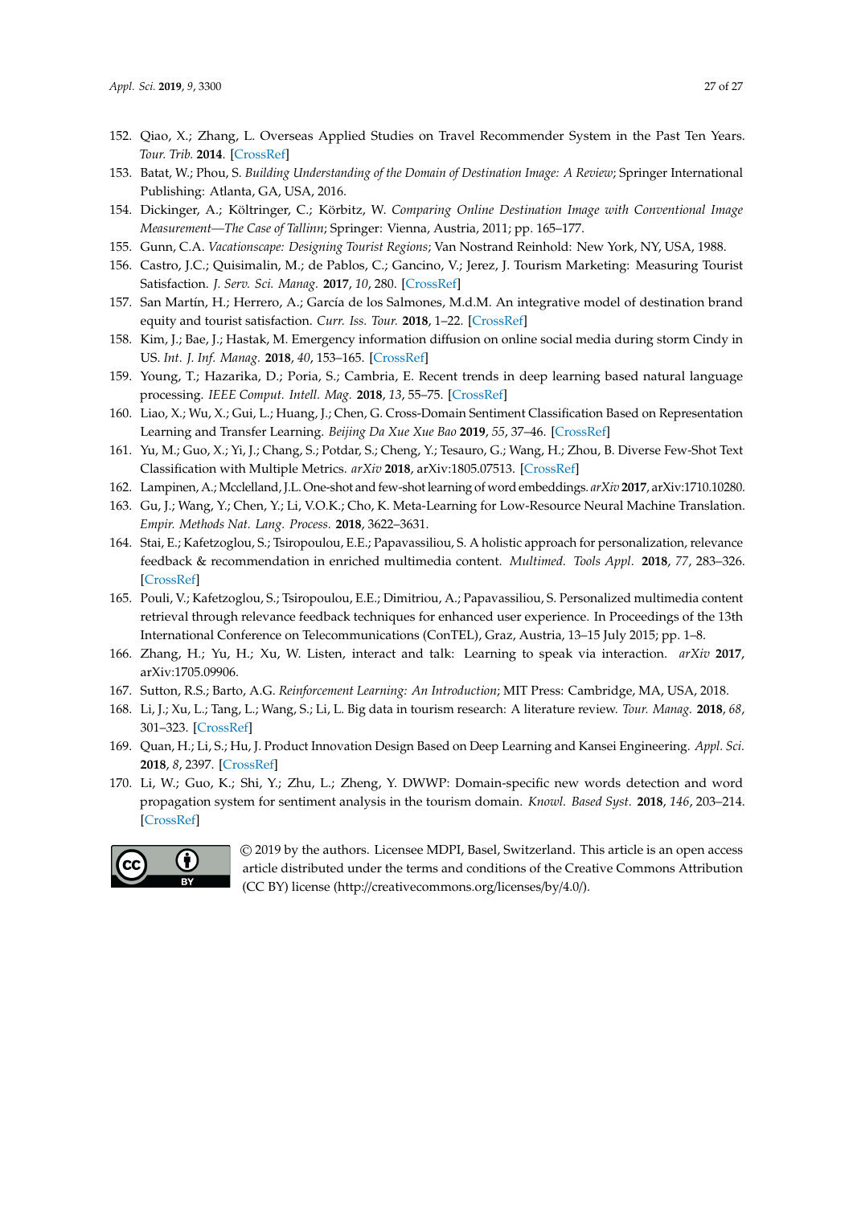152. Qiao, X.; Zhang, L. Overseas Applied Studies on Travel Recommender System in the Past Ten Years. *Tour. Trib.* **2014**. [CrossRef]
153. Batat, W.; Phou, S. *Building Understanding of the Domain of Destination Image: A Review*; Springer International Publishing: Atlanta, GA, USA, 2016.
154. Dickinger, A.; Költringer, C.; Körbitz, W. *Comparing Online Destination Image with Conventional Image Measurement—The Case of Tallinn*; Springer: Vienna, Austria, 2011; pp. 165–177.
155. Gunn, C.A. *Vacationscape: Designing Tourist Regions*; Van Nostrand Reinhold: New York, NY, USA, 1988.
156. Castro, J.C.; Quisimalin, M.; de Pablos, C.; Gancino, V.; Jerez, J. Tourism Marketing: Measuring Tourist Satisfaction. *J. Serv. Sci. Manag.* **2017**, *10*, 280. [CrossRef]
157. San Martín, H.; Herrero, A.; García de los Salmones, M.d.M. An integrative model of destination brand equity and tourist satisfaction. *Curr. Iss. Tour.* **2018**, 1–22. [CrossRef]
158. Kim, J.; Bae, J.; Hastak, M. Emergency information diffusion on online social media during storm Cindy in US. *Int. J. Inf. Manag.* **2018**, *40*, 153–165. [CrossRef]
159. Young, T.; Hazarika, D.; Poria, S.; Cambria, E. Recent trends in deep learning based natural language processing. *IEEE Comput. Intell. Mag.* **2018**, *13*, 55–75. [CrossRef]
160. Liao, X.; Wu, X.; Gui, L.; Huang, J.; Chen, G. Cross-Domain Sentiment Classification Based on Representation Learning and Transfer Learning. *Beijing Da Xue Xue Bao* **2019**, *55*, 37–46. [CrossRef]
161. Yu, M.; Guo, X.; Yi, J.; Chang, S.; Potdar, S.; Cheng, Y.; Tesauro, G.; Wang, H.; Zhou, B. Diverse Few-Shot Text Classification with Multiple Metrics. *arXiv* **2018**, arXiv:1805.07513. [CrossRef]
162. Lampinen, A.; Mcclelland, J.L. One-shot and few-shot learning of word embeddings. *arXiv* **2017**, arXiv:1710.10280.
163. Gu, J.; Wang, Y.; Chen, Y.; Li, V.O.K.; Cho, K. Meta-Learning for Low-Resource Neural Machine Translation. *Empir. Methods Nat. Lang. Process.* **2018**, 3622–3631.
164. Stai, E.; Kafetzoglou, S.; Tsiropoulou, E.E.; Papavassiliou, S. A holistic approach for personalization, relevance feedback & recommendation in enriched multimedia content. *Multimed. Tools Appl.* **2018**, *77*, 283–326. [CrossRef]
165. Pouli, V.; Kafetzoglou, S.; Tsiropoulou, E.E.; Dimitriou, A.; Papavassiliou, S. Personalized multimedia content retrieval through relevance feedback techniques for enhanced user experience. In Proceedings of the 13th International Conference on Telecommunications (ConTEL), Graz, Austria, 13–15 July 2015; pp. 1–8.
166. Zhang, H.; Yu, H.; Xu, W. Listen, interact and talk: Learning to speak via interaction. *arXiv* **2017**, arXiv:1705.09906.
167. Sutton, R.S.; Barto, A.G. *Reinforcement Learning: An Introduction*; MIT Press: Cambridge, MA, USA, 2018.
168. Li, J.; Xu, L.; Tang, L.; Wang, S.; Li, L. Big data in tourism research: A literature review. *Tour. Manag.* **2018**, *68*, 301–323. [CrossRef]
169. Quan, H.; Li, S.; Hu, J. Product Innovation Design Based on Deep Learning and Kansei Engineering. *Appl. Sci.* **2018**, *8*, 2397. [CrossRef]
170. Li, W.; Guo, K.; Shi, Y.; Zhu, L.; Zheng, Y. DWWP: Domain-specific new words detection and word propagation system for sentiment analysis in the tourism domain. *Knowl. Based Syst.* **2018**, *146*, 203–214. [CrossRef]

© 2019 by the authors. Licensee MDPI, Basel, Switzerland. This article is an open access article distributed under the terms and conditions of the Creative Commons Attribution (CC BY) license (http://creativecommons.org/licenses/by/4.0/).